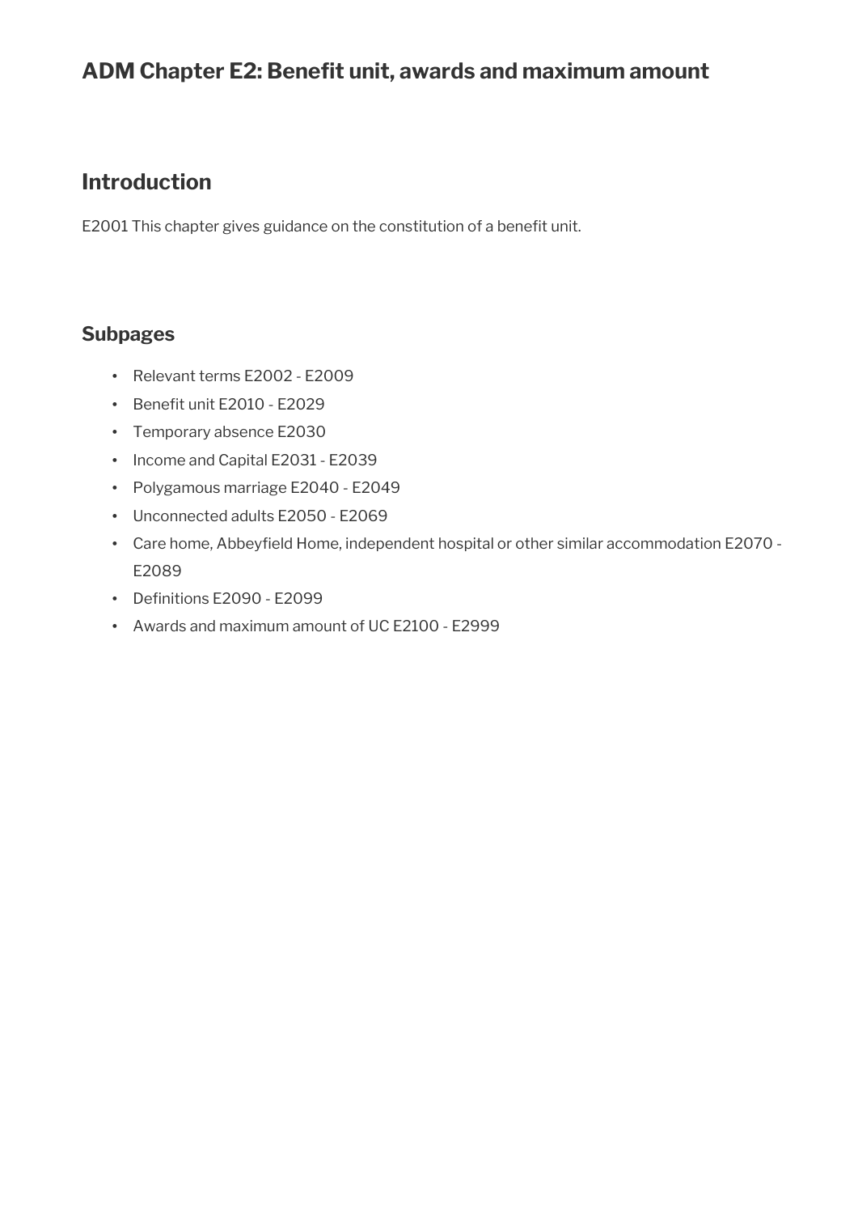# ADM Chapter E2: Benefit unit, awards and maximum amount

## Introduction

E2001 This chapter gives guidance on the constitution of a benefit unit.

## Subpages

- Relevant terms E2002 - E2009
- Benefit unit E2010 - E2029
- Temporary absence E2030
- Income and Capital E2031 - E2039
- Polygamous marriage E2040 - E2049
- Unconnected adults E2050 - E2069
- Care home, Abbeyfield Home, independent hospital or other similar accommodation E2070 - E2089
- Definitions E2090 - E2099
- Awards and maximum amount of UC E2100 - E2999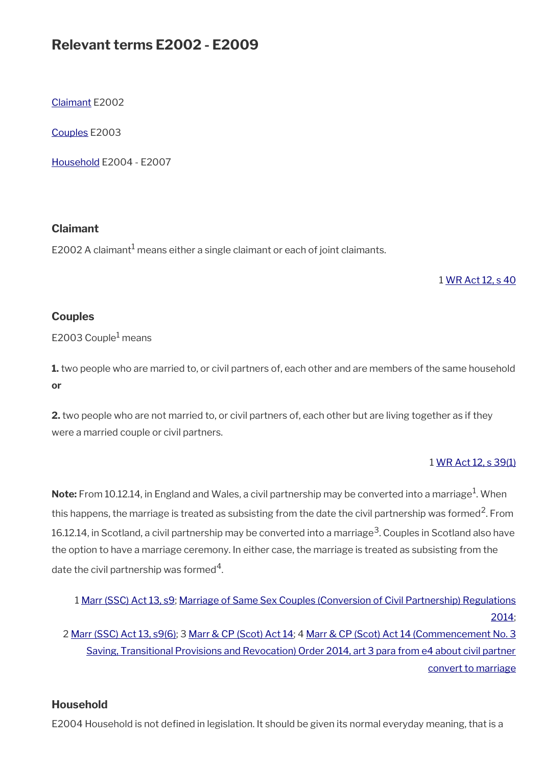## Relevant terms E2002 - E2009

Claimant E2002

Couples E2003

Household E2004 - E2007

### Claimant

E2002 A claimant[1] means either a single claimant or each of joint claimants.

1 WR Act 12, s 40

### Couples

E2003 Couple[1] means

**1.** two people who are married to, or civil partners of, each other and are members of the same household **or**

**2.** two people who are not married to, or civil partners of, each other but are living together as if they were a married couple or civil partners.

1 WR Act 12, s 39(1)

**Note:** From 10.12.14, in England and Wales, a civil partnership may be converted into a marriage[1]. When this happens, the marriage is treated as subsisting from the date the civil partnership was formed[2]. From 16.12.14, in Scotland, a civil partnership may be converted into a marriage[3]. Couples in Scotland also have the option to have a marriage ceremony. In either case, the marriage is treated as subsisting from the date the civil partnership was formed[4].

1 Marr (SSC) Act 13, s9; Marriage of Same Sex Couples (Conversion of Civil Partnership) Regulations 2014;
2 Marr (SSC) Act 13, s9(6); 3 Marr & CP (Scot) Act 14; 4 Marr & CP (Scot) Act 14 (Commencement No. 3 Saving, Transitional Provisions and Revocation) Order 2014, art 3 para from e4 about civil partner convert to marriage

### Household

E2004 Household is not defined in legislation. It should be given its normal everyday meaning, that is a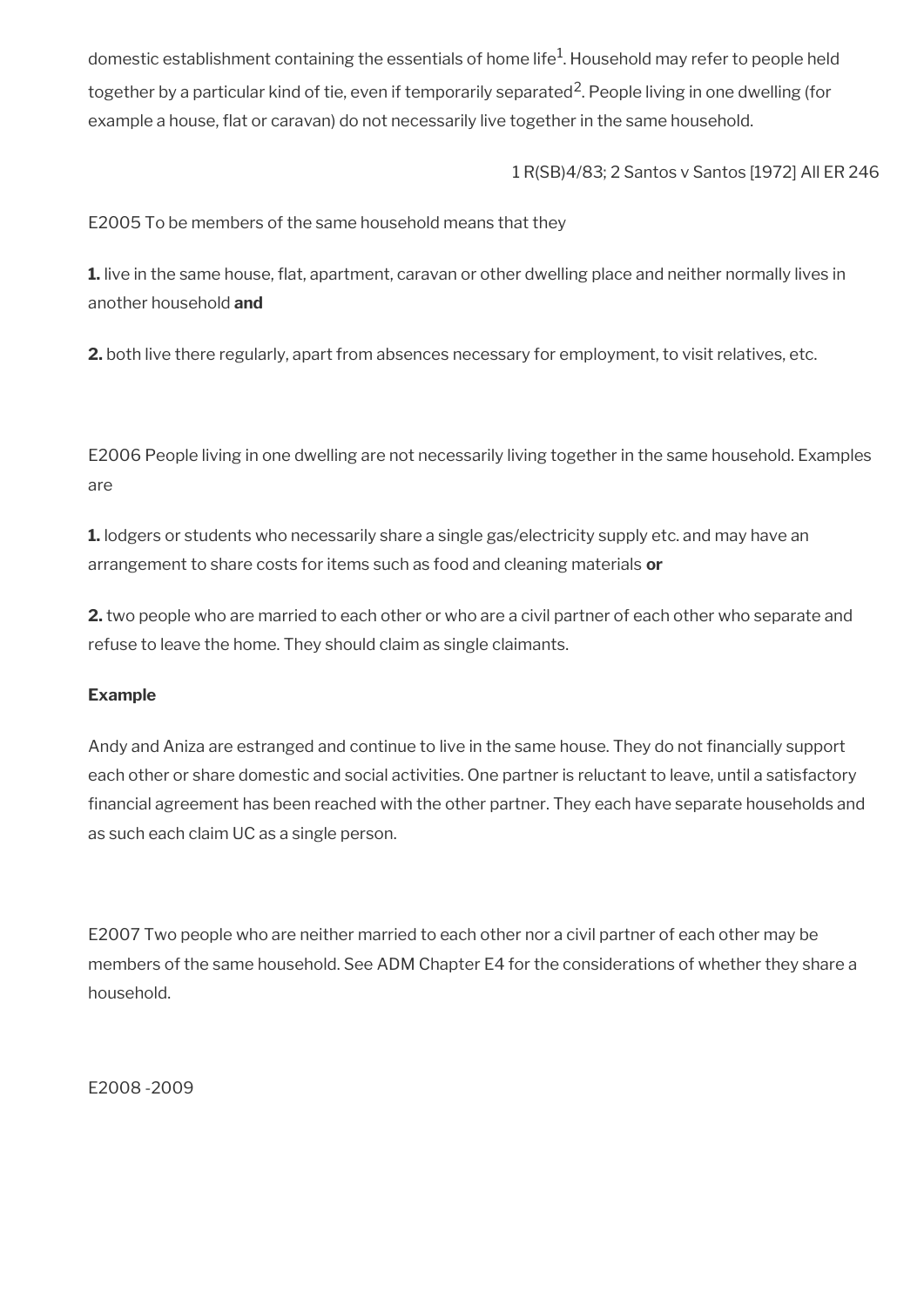domestic establishment containing the essentials of home life[1]. Household may refer to people held together by a particular kind of tie, even if temporarily separated[2]. People living in one dwelling (for example a house, flat or caravan) do not necessarily live together in the same household.

1 R(SB)4/83; 2 Santos v Santos [1972] All ER 246

E2005 To be members of the same household means that they

**1.** live in the same house, flat, apartment, caravan or other dwelling place and neither normally lives in another household **and**

**2.** both live there regularly, apart from absences necessary for employment, to visit relatives, etc.

E2006 People living in one dwelling are not necessarily living together in the same household. Examples are

**1.** lodgers or students who necessarily share a single gas/electricity supply etc. and may have an arrangement to share costs for items such as food and cleaning materials **or**

**2.** two people who are married to each other or who are a civil partner of each other who separate and refuse to leave the home. They should claim as single claimants.

**Example**

Andy and Aniza are estranged and continue to live in the same house. They do not financially support each other or share domestic and social activities. One partner is reluctant to leave, until a satisfactory financial agreement has been reached with the other partner. They each have separate households and as such each claim UC as a single person.

E2007 Two people who are neither married to each other nor a civil partner of each other may be members of the same household. See ADM Chapter E4 for the considerations of whether they share a household.

E2008 -2009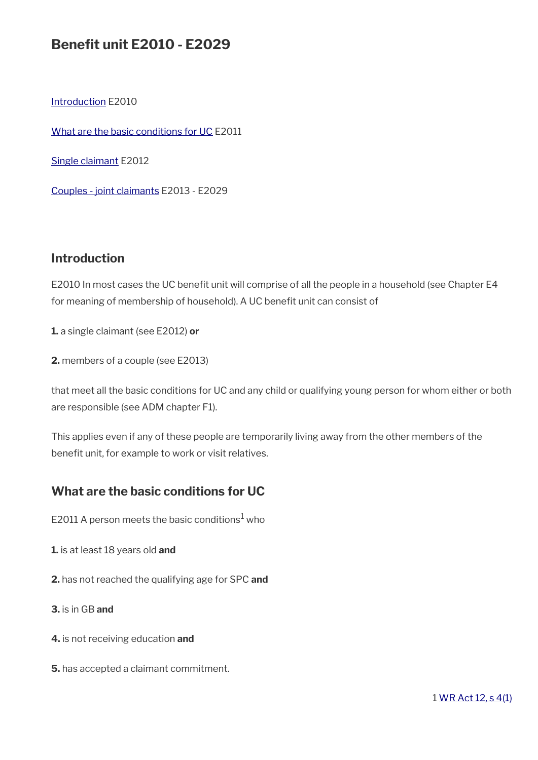# Benefit unit E2010 - E2029

Introduction E2010

What are the basic conditions for UC E2011

Single claimant E2012

Couples - joint claimants E2013 - E2029

## Introduction

E2010 In most cases the UC benefit unit will comprise of all the people in a household (see Chapter E4 for meaning of membership of household). A UC benefit unit can consist of

**1.** a single claimant (see E2012) **or**

**2.** members of a couple (see E2013)

that meet all the basic conditions for UC and any child or qualifying young person for whom either or both are responsible (see ADM chapter F1).

This applies even if any of these people are temporarily living away from the other members of the benefit unit, for example to work or visit relatives.

## What are the basic conditions for UC

E2011 A person meets the basic conditions[1] who

**1.** is at least 18 years old **and**

**2.** has not reached the qualifying age for SPC **and**

**3.** is in GB **and**

**4.** is not receiving education **and**

**5.** has accepted a claimant commitment.

1 WR Act 12, s 4(1)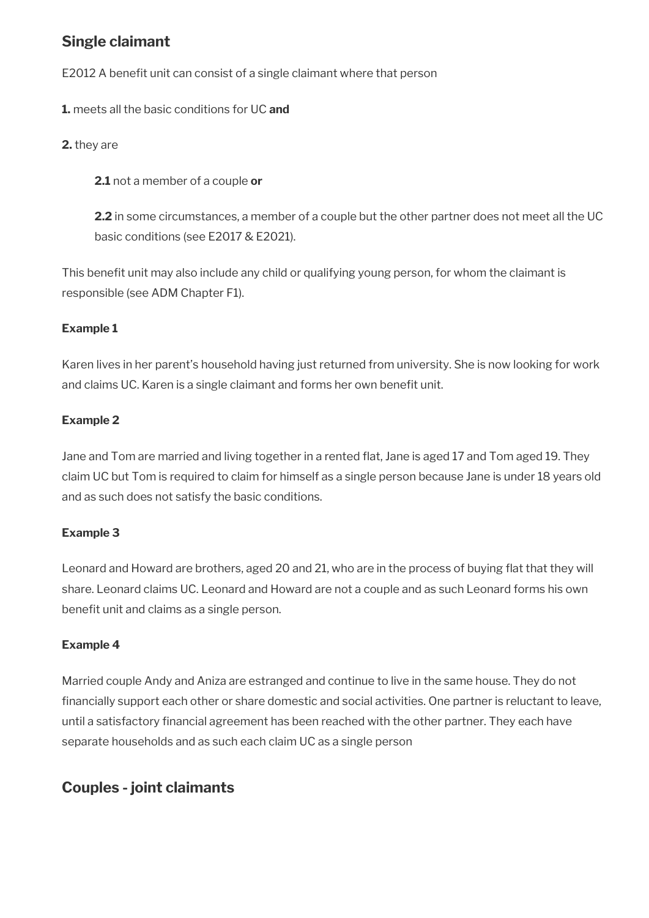## Single claimant

E2012 A benefit unit can consist of a single claimant where that person

**1.** meets all the basic conditions for UC **and**

**2.** they are

> **2.1** not a member of a couple **or**
>
> **2.2** in some circumstances, a member of a couple but the other partner does not meet all the UC basic conditions (see E2017 & E2021).

This benefit unit may also include any child or qualifying young person, for whom the claimant is responsible (see ADM Chapter F1).

**Example 1**

Karen lives in her parent's household having just returned from university. She is now looking for work and claims UC. Karen is a single claimant and forms her own benefit unit.

**Example 2**

Jane and Tom are married and living together in a rented flat, Jane is aged 17 and Tom aged 19. They claim UC but Tom is required to claim for himself as a single person because Jane is under 18 years old and as such does not satisfy the basic conditions.

**Example 3**

Leonard and Howard are brothers, aged 20 and 21, who are in the process of buying flat that they will share. Leonard claims UC. Leonard and Howard are not a couple and as such Leonard forms his own benefit unit and claims as a single person.

**Example 4**

Married couple Andy and Aniza are estranged and continue to live in the same house. They do not financially support each other or share domestic and social activities. One partner is reluctant to leave, until a satisfactory financial agreement has been reached with the other partner. They each have separate households and as such each claim UC as a single person

## Couples - joint claimants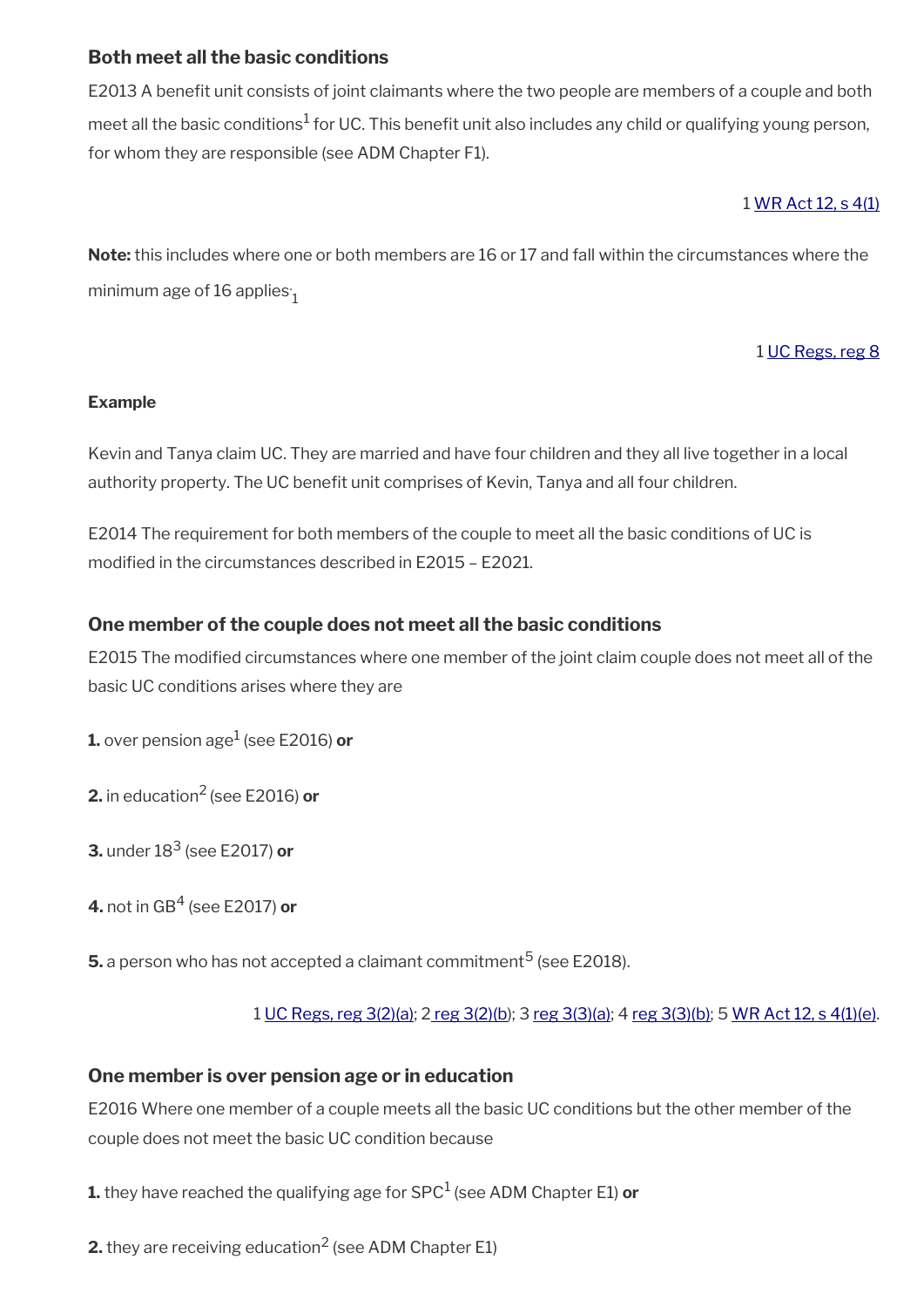### Both meet all the basic conditions

E2013 A benefit unit consists of joint claimants where the two people are members of a couple and both meet all the basic conditions[1] for UC. This benefit unit also includes any child or qualifying young person, for whom they are responsible (see ADM Chapter F1).

1 WR Act 12, s 4(1)

**Note:** this includes where one or both members are 16 or 17 and fall within the circumstances where the minimum age of 16 applies.[1]

1 UC Regs, reg 8

**Example**

Kevin and Tanya claim UC. They are married and have four children and they all live together in a local authority property. The UC benefit unit comprises of Kevin, Tanya and all four children.

E2014 The requirement for both members of the couple to meet all the basic conditions of UC is modified in the circumstances described in E2015 – E2021.

### One member of the couple does not meet all the basic conditions

E2015 The modified circumstances where one member of the joint claim couple does not meet all of the basic UC conditions arises where they are

**1.** over pension age[1] (see E2016) **or**

**2.** in education[2] (see E2016) **or**

**3.** under 18[3] (see E2017) **or**

**4.** not in GB[4] (see E2017) **or**

**5.** a person who has not accepted a claimant commitment[5] (see E2018).

1 UC Regs, reg 3(2)(a); 2 reg 3(2)(b); 3 reg 3(3)(a); 4 reg 3(3)(b); 5 WR Act 12, s 4(1)(e).

### One member is over pension age or in education

E2016 Where one member of a couple meets all the basic UC conditions but the other member of the couple does not meet the basic UC condition because

**1.** they have reached the qualifying age for SPC[1] (see ADM Chapter E1) **or**

**2.** they are receiving education[2] (see ADM Chapter E1)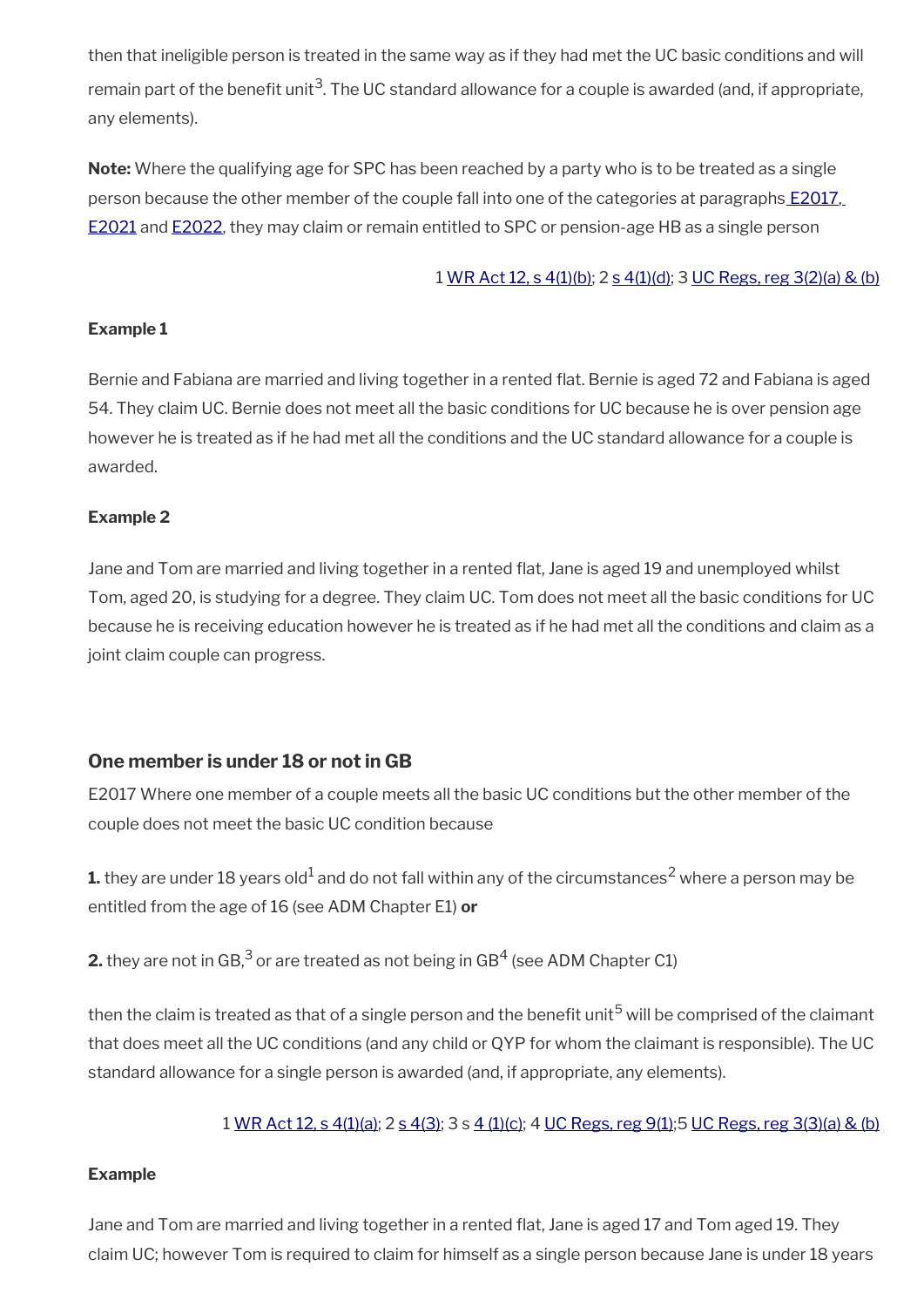then that ineligible person is treated in the same way as if they had met the UC basic conditions and will remain part of the benefit unit[3]. The UC standard allowance for a couple is awarded (and, if appropriate, any elements).

**Note:** Where the qualifying age for SPC has been reached by a party who is to be treated as a single person because the other member of the couple fall into one of the categories at paragraphs E2017, E2021 and E2022, they may claim or remain entitled to SPC or pension-age HB as a single person

1 WR Act 12, s 4(1)(b); 2 s 4(1)(d); 3 UC Regs, reg 3(2)(a) & (b)

**Example 1**

Bernie and Fabiana are married and living together in a rented flat. Bernie is aged 72 and Fabiana is aged 54. They claim UC. Bernie does not meet all the basic conditions for UC because he is over pension age however he is treated as if he had met all the conditions and the UC standard allowance for a couple is awarded.

**Example 2**

Jane and Tom are married and living together in a rented flat, Jane is aged 19 and unemployed whilst Tom, aged 20, is studying for a degree. They claim UC. Tom does not meet all the basic conditions for UC because he is receiving education however he is treated as if he had met all the conditions and claim as a joint claim couple can progress.

### One member is under 18 or not in GB

E2017 Where one member of a couple meets all the basic UC conditions but the other member of the couple does not meet the basic UC condition because

**1.** they are under 18 years old[1] and do not fall within any of the circumstances[2] where a person may be entitled from the age of 16 (see ADM Chapter E1) **or**

**2.** they are not in GB,[3] or are treated as not being in GB[4] (see ADM Chapter C1)

then the claim is treated as that of a single person and the benefit unit[5] will be comprised of the claimant that does meet all the UC conditions (and any child or QYP for whom the claimant is responsible). The UC standard allowance for a single person is awarded (and, if appropriate, any elements).

1 WR Act 12, s 4(1)(a); 2 s 4(3); 3 s 4 (1)(c); 4 UC Regs, reg 9(1);5 UC Regs, reg 3(3)(a) & (b)

**Example**

Jane and Tom are married and living together in a rented flat, Jane is aged 17 and Tom aged 19. They claim UC; however Tom is required to claim for himself as a single person because Jane is under 18 years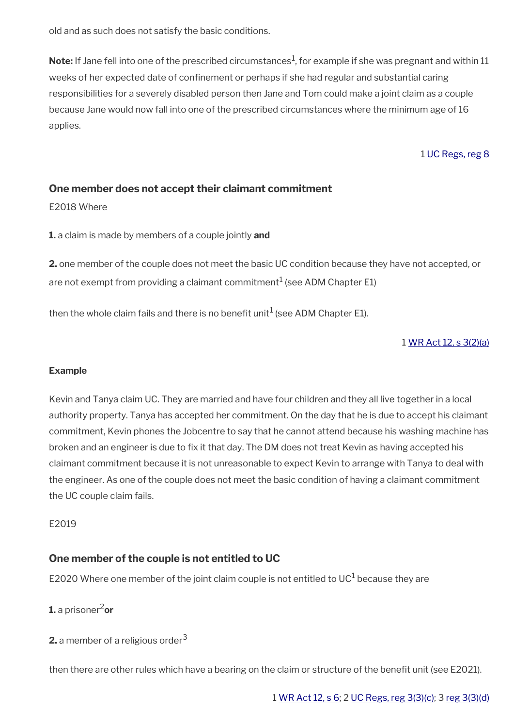old and as such does not satisfy the basic conditions.

**Note:** If Jane fell into one of the prescribed circumstances[1], for example if she was pregnant and within 11 weeks of her expected date of confinement or perhaps if she had regular and substantial caring responsibilities for a severely disabled person then Jane and Tom could make a joint claim as a couple because Jane would now fall into one of the prescribed circumstances where the minimum age of 16 applies.

1 UC Regs, reg 8

### One member does not accept their claimant commitment

E2018 Where

**1.** a claim is made by members of a couple jointly **and**

**2.** one member of the couple does not meet the basic UC condition because they have not accepted, or are not exempt from providing a claimant commitment[1] (see ADM Chapter E1)

then the whole claim fails and there is no benefit unit[1] (see ADM Chapter E1).

1 WR Act 12, s 3(2)(a)

#### Example

Kevin and Tanya claim UC. They are married and have four children and they all live together in a local authority property. Tanya has accepted her commitment. On the day that he is due to accept his claimant commitment, Kevin phones the Jobcentre to say that he cannot attend because his washing machine has broken and an engineer is due to fix it that day. The DM does not treat Kevin as having accepted his claimant commitment because it is not unreasonable to expect Kevin to arrange with Tanya to deal with the engineer. As one of the couple does not meet the basic condition of having a claimant commitment the UC couple claim fails.

E2019

### One member of the couple is not entitled to UC

E2020 Where one member of the joint claim couple is not entitled to UC[1] because they are

**1.** a prisoner[2] **or**

**2.** a member of a religious order[3]

then there are other rules which have a bearing on the claim or structure of the benefit unit (see E2021).

1 WR Act 12, s 6; 2 UC Regs, reg 3(3)(c); 3 reg 3(3)(d)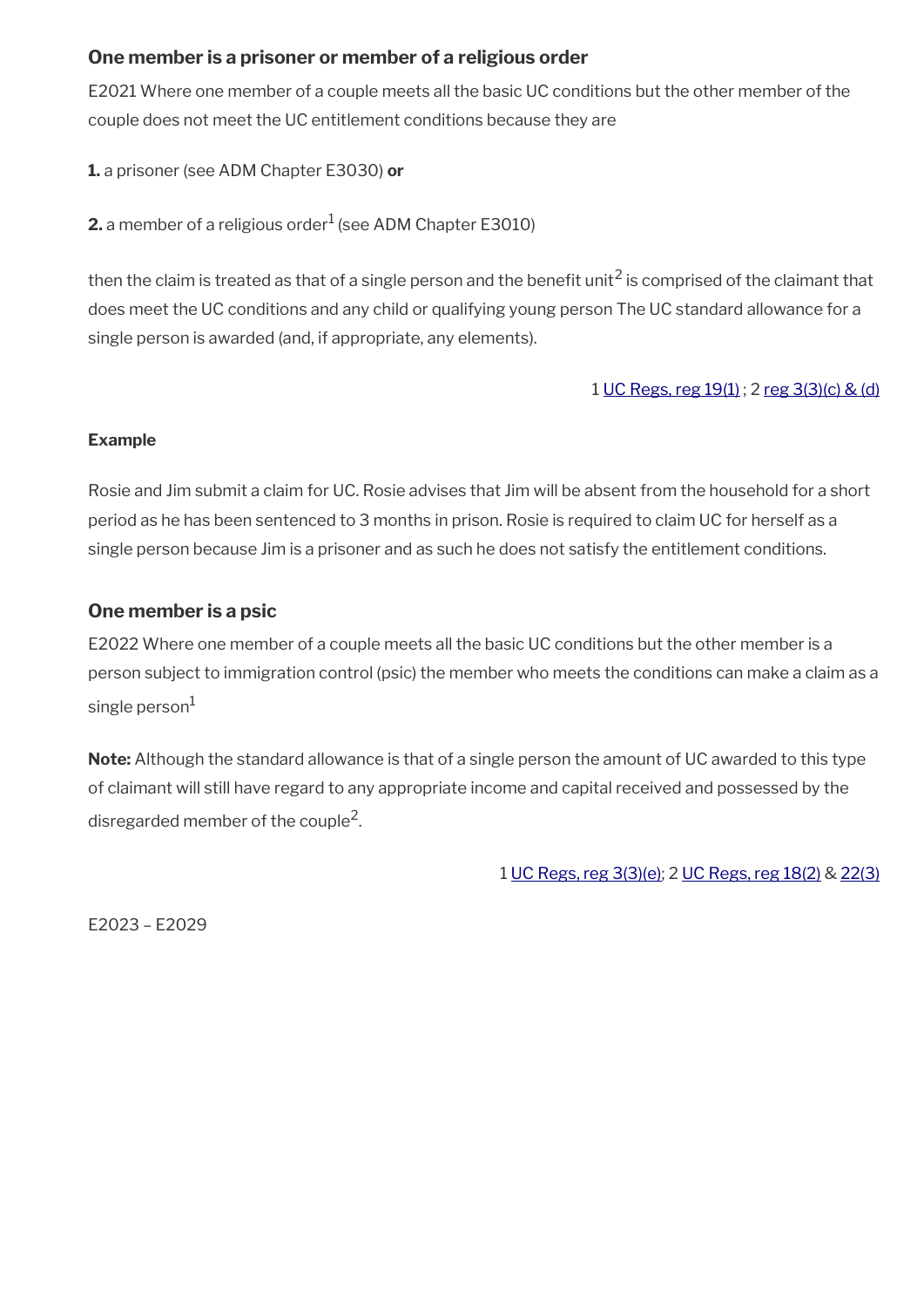### One member is a prisoner or member of a religious order

E2021 Where one member of a couple meets all the basic UC conditions but the other member of the couple does not meet the UC entitlement conditions because they are

**1.** a prisoner (see ADM Chapter E3030) **or**

**2.** a member of a religious order[1] (see ADM Chapter E3010)

then the claim is treated as that of a single person and the benefit unit[2] is comprised of the claimant that does meet the UC conditions and any child or qualifying young person The UC standard allowance for a single person is awarded (and, if appropriate, any elements).

1 UC Regs, reg 19(1) ; 2 reg 3(3)(c) & (d)

**Example**

Rosie and Jim submit a claim for UC. Rosie advises that Jim will be absent from the household for a short period as he has been sentenced to 3 months in prison. Rosie is required to claim UC for herself as a single person because Jim is a prisoner and as such he does not satisfy the entitlement conditions.

### One member is a psic

E2022 Where one member of a couple meets all the basic UC conditions but the other member is a person subject to immigration control (psic) the member who meets the conditions can make a claim as a single person[1]

**Note:** Although the standard allowance is that of a single person the amount of UC awarded to this type of claimant will still have regard to any appropriate income and capital received and possessed by the disregarded member of the couple[2].

1 UC Regs, reg 3(3)(e); 2 UC Regs, reg 18(2) & 22(3)

E2023 – E2029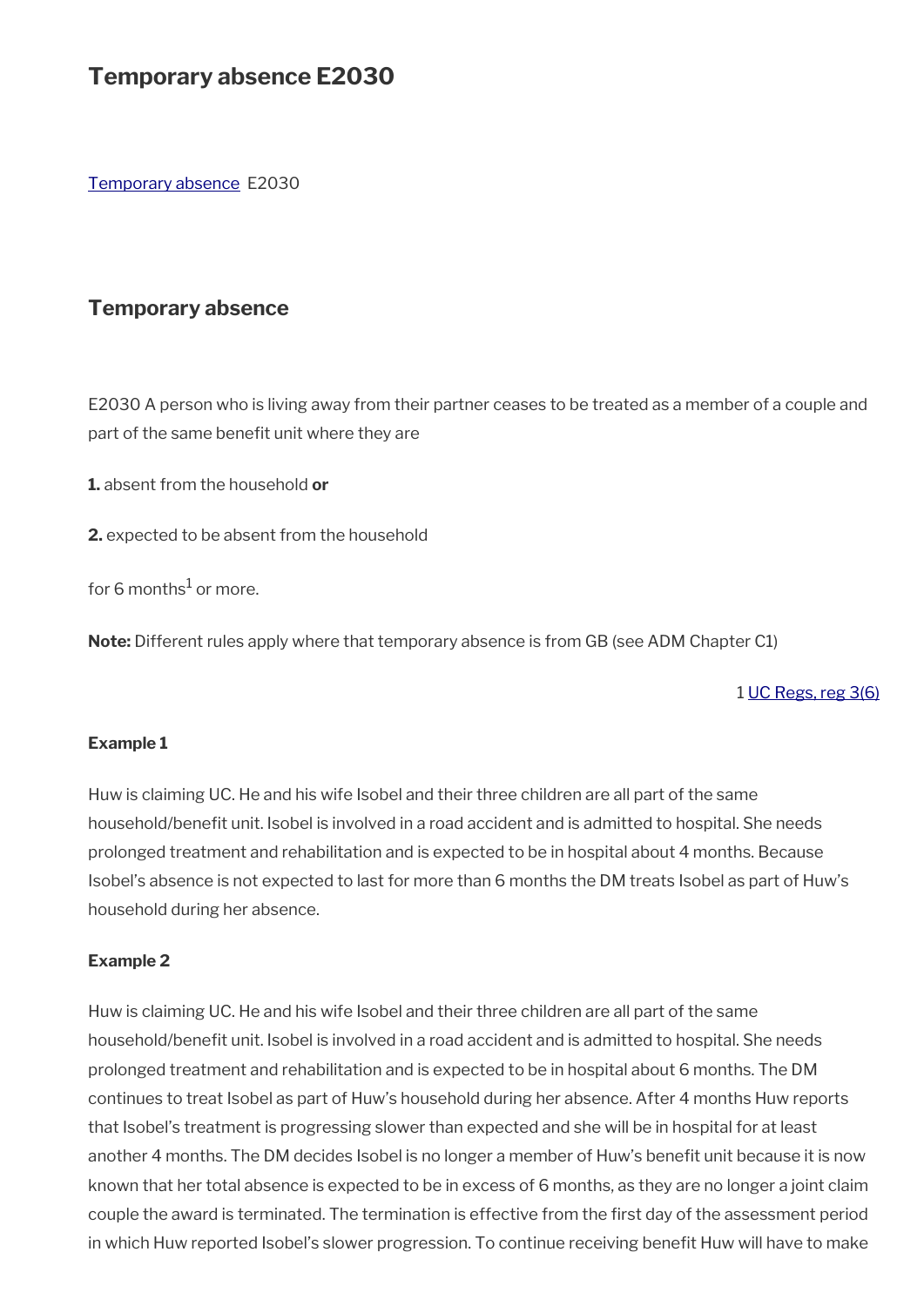# Temporary absence E2030

Temporary absence E2030

## Temporary absence

E2030 A person who is living away from their partner ceases to be treated as a member of a couple and part of the same benefit unit where they are

**1.** absent from the household **or**

**2.** expected to be absent from the household

for 6 months[1] or more.

**Note:** Different rules apply where that temporary absence is from GB (see ADM Chapter C1)

1 UC Regs, reg 3(6)

#### Example 1

Huw is claiming UC. He and his wife Isobel and their three children are all part of the same household/benefit unit. Isobel is involved in a road accident and is admitted to hospital. She needs prolonged treatment and rehabilitation and is expected to be in hospital about 4 months. Because Isobel's absence is not expected to last for more than 6 months the DM treats Isobel as part of Huw's household during her absence.

#### Example 2

Huw is claiming UC. He and his wife Isobel and their three children are all part of the same household/benefit unit. Isobel is involved in a road accident and is admitted to hospital. She needs prolonged treatment and rehabilitation and is expected to be in hospital about 6 months. The DM continues to treat Isobel as part of Huw's household during her absence. After 4 months Huw reports that Isobel's treatment is progressing slower than expected and she will be in hospital for at least another 4 months. The DM decides Isobel is no longer a member of Huw's benefit unit because it is now known that her total absence is expected to be in excess of 6 months, as they are no longer a joint claim couple the award is terminated. The termination is effective from the first day of the assessment period in which Huw reported Isobel's slower progression. To continue receiving benefit Huw will have to make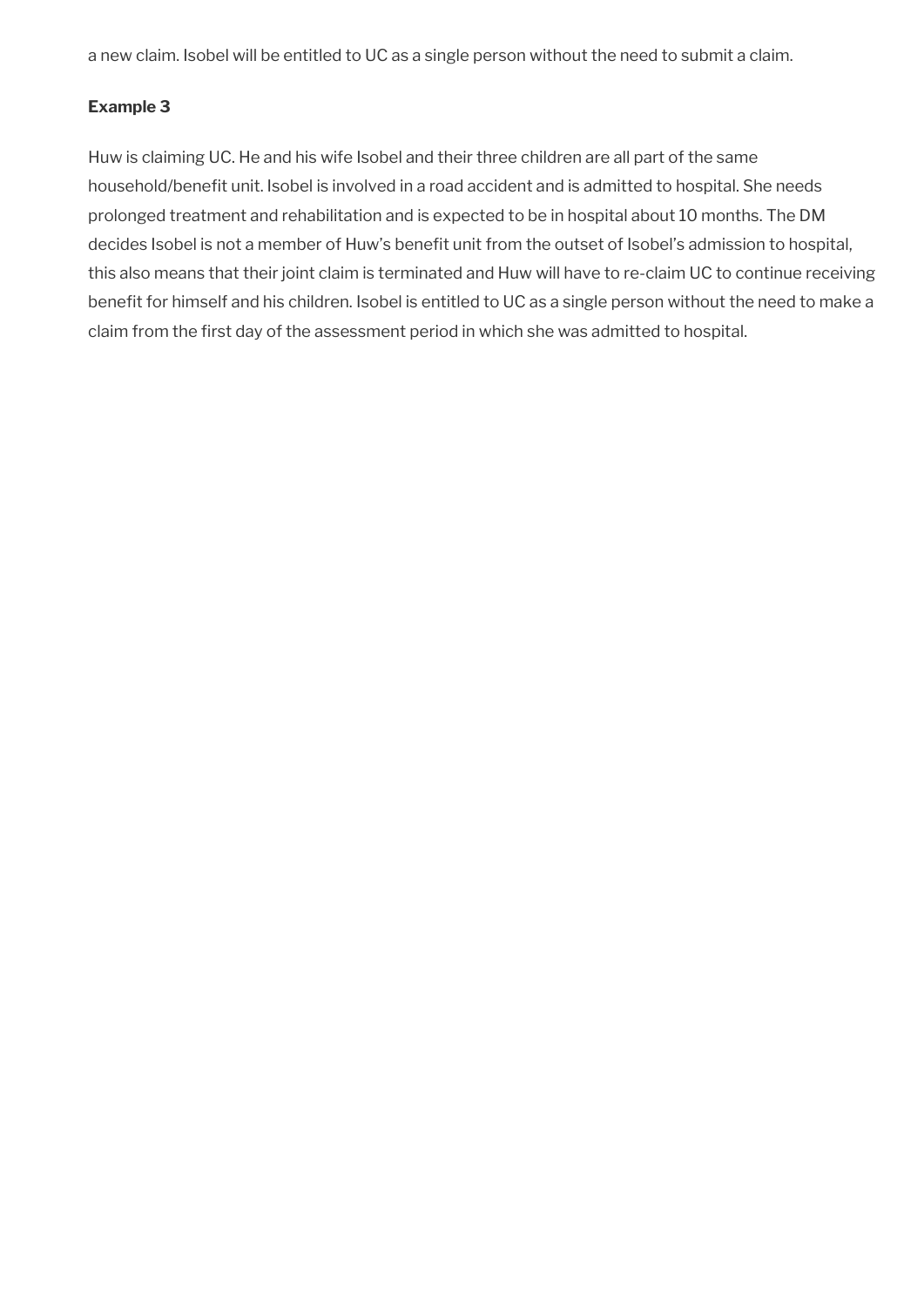a new claim. Isobel will be entitled to UC as a single person without the need to submit a claim.

**Example 3**

Huw is claiming UC. He and his wife Isobel and their three children are all part of the same household/benefit unit. Isobel is involved in a road accident and is admitted to hospital. She needs prolonged treatment and rehabilitation and is expected to be in hospital about 10 months. The DM decides Isobel is not a member of Huw's benefit unit from the outset of Isobel's admission to hospital, this also means that their joint claim is terminated and Huw will have to re-claim UC to continue receiving benefit for himself and his children. Isobel is entitled to UC as a single person without the need to make a claim from the first day of the assessment period in which she was admitted to hospital.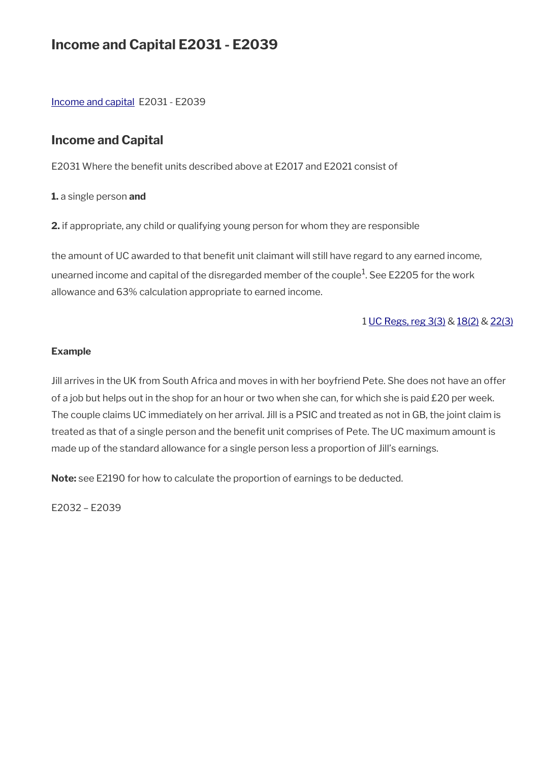# Income and Capital E2031 - E2039

Income and capital E2031 - E2039

## Income and Capital

E2031 Where the benefit units described above at E2017 and E2021 consist of

**1.** a single person **and**

**2.** if appropriate, any child or qualifying young person for whom they are responsible

the amount of UC awarded to that benefit unit claimant will still have regard to any earned income, unearned income and capital of the disregarded member of the couple[1]. See E2205 for the work allowance and 63% calculation appropriate to earned income.

1 UC Regs, reg 3(3) & 18(2) & 22(3)

**Example**

Jill arrives in the UK from South Africa and moves in with her boyfriend Pete. She does not have an offer of a job but helps out in the shop for an hour or two when she can, for which she is paid £20 per week. The couple claims UC immediately on her arrival. Jill is a PSIC and treated as not in GB, the joint claim is treated as that of a single person and the benefit unit comprises of Pete. The UC maximum amount is made up of the standard allowance for a single person less a proportion of Jill's earnings.

**Note:** see E2190 for how to calculate the proportion of earnings to be deducted.

E2032 – E2039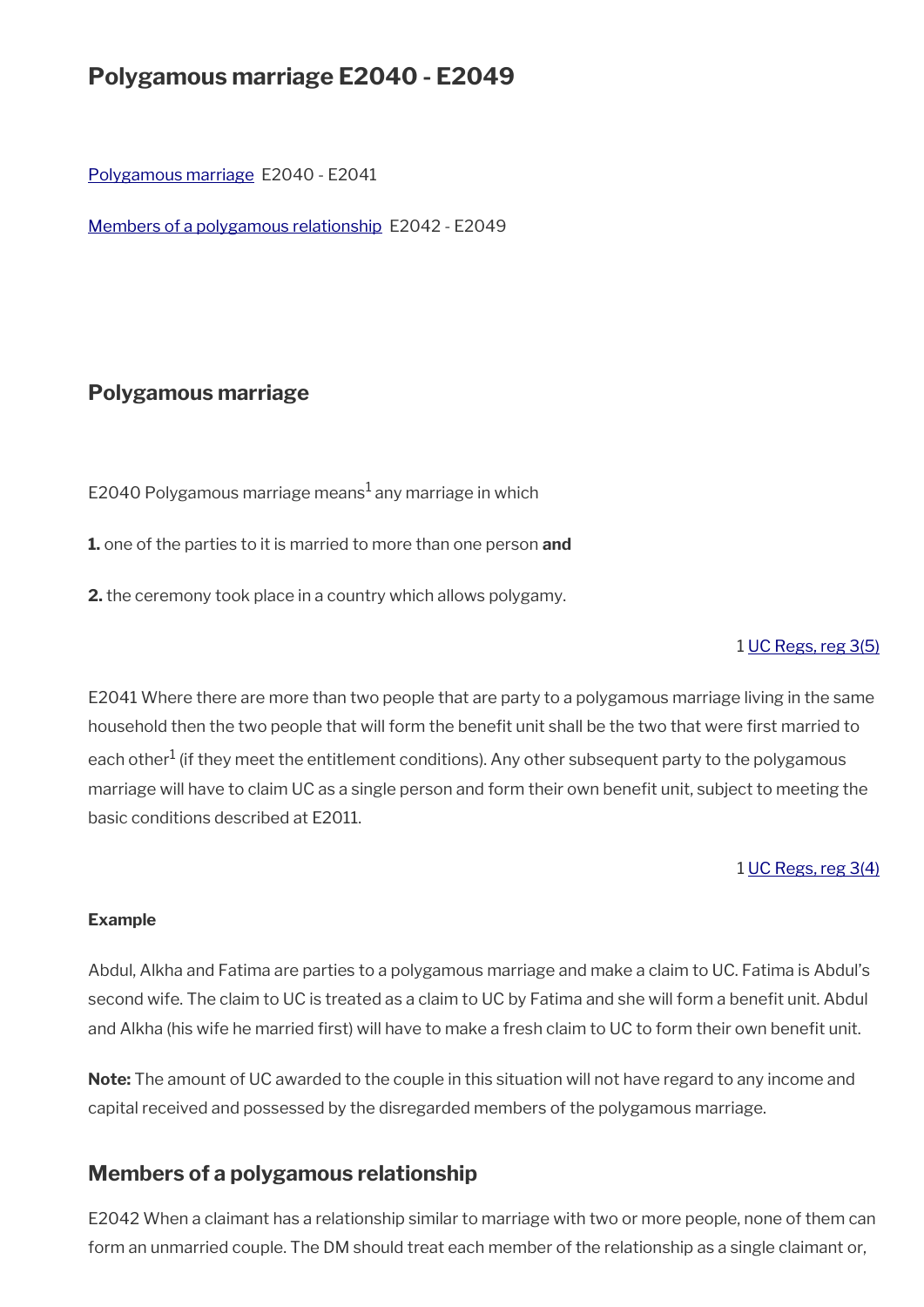# Polygamous marriage E2040 - E2049

[Polygamous marriage](#) E2040 - E2041

[Members of a polygamous relationship](#) E2042 - E2049

## Polygamous marriage

E2040 Polygamous marriage means[1] any marriage in which

**1.** one of the parties to it is married to more than one person **and**

**2.** the ceremony took place in a country which allows polygamy.

1 [UC Regs, reg 3(5)](#)

E2041 Where there are more than two people that are party to a polygamous marriage living in the same household then the two people that will form the benefit unit shall be the two that were first married to each other[1] (if they meet the entitlement conditions). Any other subsequent party to the polygamous marriage will have to claim UC as a single person and form their own benefit unit, subject to meeting the basic conditions described at E2011.

1 [UC Regs, reg 3(4)](#)

**Example**

Abdul, Alkha and Fatima are parties to a polygamous marriage and make a claim to UC. Fatima is Abdul's second wife. The claim to UC is treated as a claim to UC by Fatima and she will form a benefit unit. Abdul and Alkha (his wife he married first) will have to make a fresh claim to UC to form their own benefit unit.

**Note:** The amount of UC awarded to the couple in this situation will not have regard to any income and capital received and possessed by the disregarded members of the polygamous marriage.

## Members of a polygamous relationship

E2042 When a claimant has a relationship similar to marriage with two or more people, none of them can form an unmarried couple. The DM should treat each member of the relationship as a single claimant or,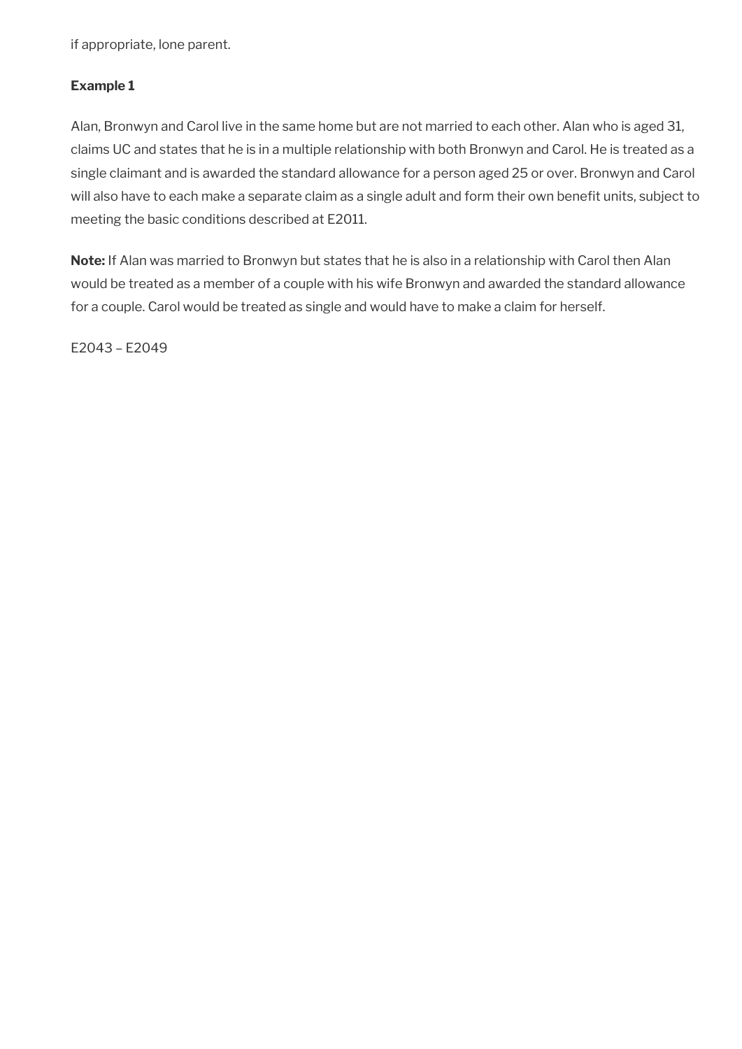if appropriate, lone parent.

**Example 1**

Alan, Bronwyn and Carol live in the same home but are not married to each other. Alan who is aged 31, claims UC and states that he is in a multiple relationship with both Bronwyn and Carol. He is treated as a single claimant and is awarded the standard allowance for a person aged 25 or over. Bronwyn and Carol will also have to each make a separate claim as a single adult and form their own benefit units, subject to meeting the basic conditions described at E2011.

**Note:** If Alan was married to Bronwyn but states that he is also in a relationship with Carol then Alan would be treated as a member of a couple with his wife Bronwyn and awarded the standard allowance for a couple. Carol would be treated as single and would have to make a claim for herself.

E2043 – E2049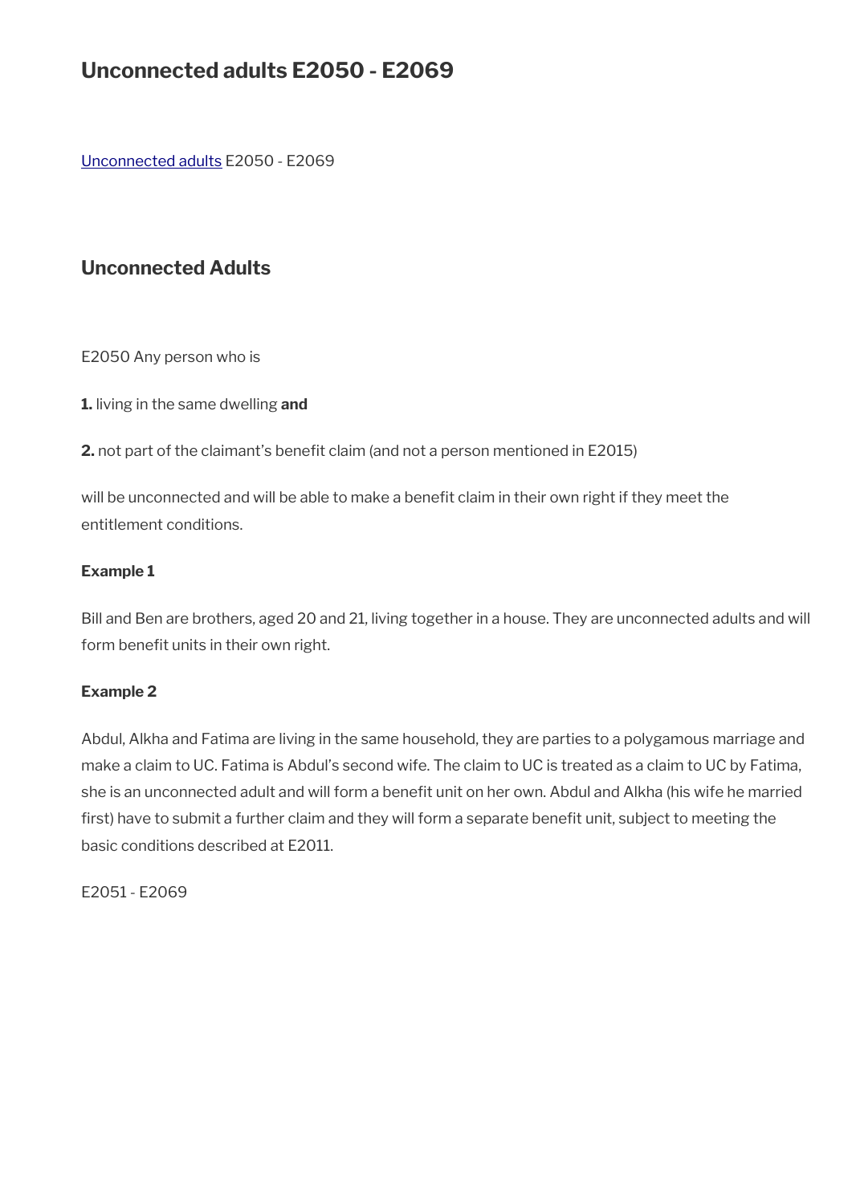# Unconnected adults E2050 - E2069

[Unconnected adults](#) E2050 - E2069

## Unconnected Adults

E2050 Any person who is

**1.** living in the same dwelling **and**

**2.** not part of the claimant's benefit claim (and not a person mentioned in E2015)

will be unconnected and will be able to make a benefit claim in their own right if they meet the entitlement conditions.

**Example 1**

Bill and Ben are brothers, aged 20 and 21, living together in a house. They are unconnected adults and will form benefit units in their own right.

**Example 2**

Abdul, Alkha and Fatima are living in the same household, they are parties to a polygamous marriage and make a claim to UC. Fatima is Abdul's second wife. The claim to UC is treated as a claim to UC by Fatima, she is an unconnected adult and will form a benefit unit on her own. Abdul and Alkha (his wife he married first) have to submit a further claim and they will form a separate benefit unit, subject to meeting the basic conditions described at E2011.

E2051 - E2069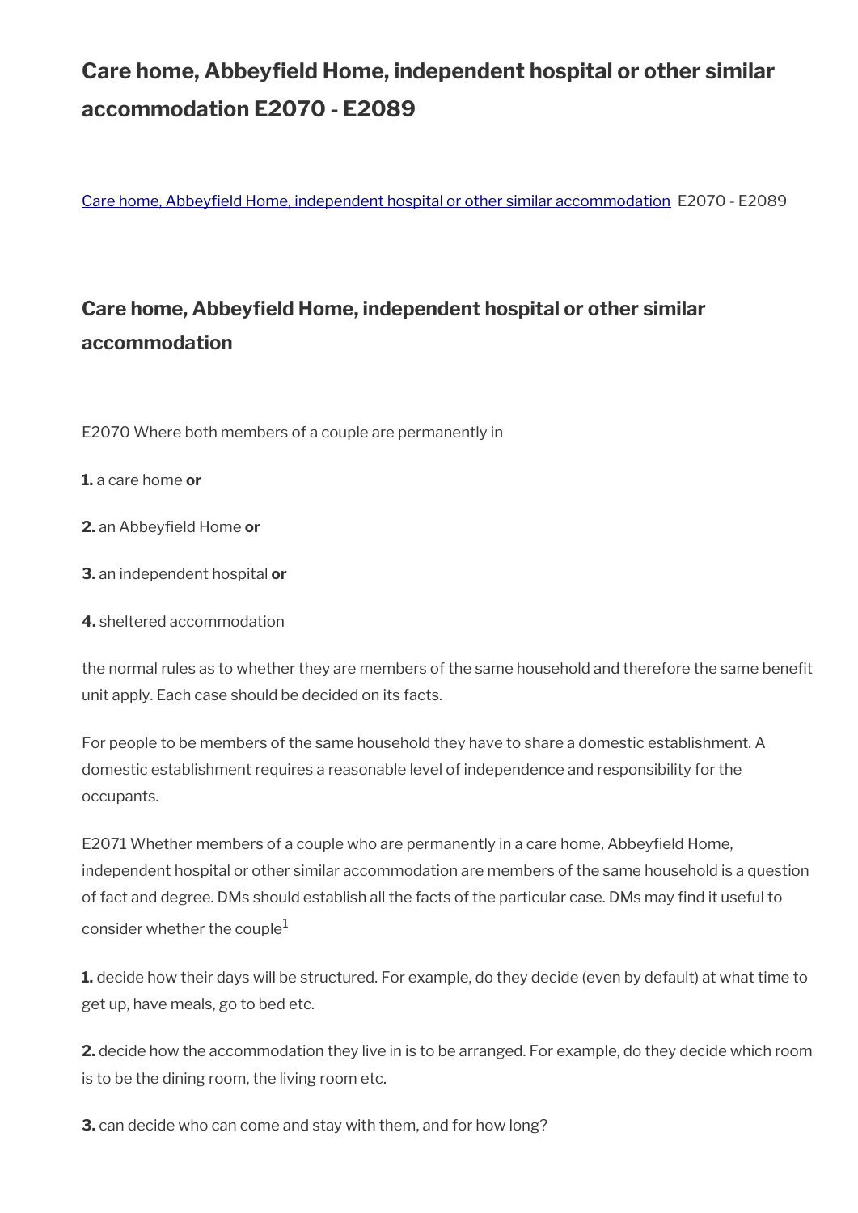# Care home, Abbeyfield Home, independent hospital or other similar accommodation E2070 - E2089

[Care home, Abbeyfield Home, independent hospital or other similar accommodation](#) E2070 - E2089

## Care home, Abbeyfield Home, independent hospital or other similar accommodation

E2070 Where both members of a couple are permanently in

**1.** a care home **or**

**2.** an Abbeyfield Home **or**

**3.** an independent hospital **or**

**4.** sheltered accommodation

the normal rules as to whether they are members of the same household and therefore the same benefit unit apply. Each case should be decided on its facts.

For people to be members of the same household they have to share a domestic establishment. A domestic establishment requires a reasonable level of independence and responsibility for the occupants.

E2071 Whether members of a couple who are permanently in a care home, Abbeyfield Home, independent hospital or other similar accommodation are members of the same household is a question of fact and degree. DMs should establish all the facts of the particular case. DMs may find it useful to consider whether the couple[1]

**1.** decide how their days will be structured. For example, do they decide (even by default) at what time to get up, have meals, go to bed etc.

**2.** decide how the accommodation they live in is to be arranged. For example, do they decide which room is to be the dining room, the living room etc.

**3.** can decide who can come and stay with them, and for how long?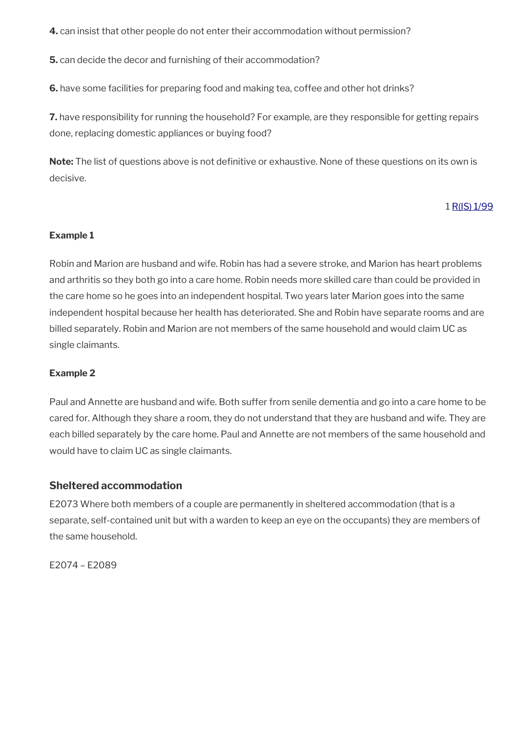**4.** can insist that other people do not enter their accommodation without permission?

**5.** can decide the decor and furnishing of their accommodation?

**6.** have some facilities for preparing food and making tea, coffee and other hot drinks?

**7.** have responsibility for running the household? For example, are they responsible for getting repairs done, replacing domestic appliances or buying food?

**Note:** The list of questions above is not definitive or exhaustive. None of these questions on its own is decisive.

1 R(IS) 1/99

**Example 1**

Robin and Marion are husband and wife. Robin has had a severe stroke, and Marion has heart problems and arthritis so they both go into a care home. Robin needs more skilled care than could be provided in the care home so he goes into an independent hospital. Two years later Marion goes into the same independent hospital because her health has deteriorated. She and Robin have separate rooms and are billed separately. Robin and Marion are not members of the same household and would claim UC as single claimants.

**Example 2**

Paul and Annette are husband and wife. Both suffer from senile dementia and go into a care home to be cared for. Although they share a room, they do not understand that they are husband and wife. They are each billed separately by the care home. Paul and Annette are not members of the same household and would have to claim UC as single claimants.

### Sheltered accommodation

E2073 Where both members of a couple are permanently in sheltered accommodation (that is a separate, self-contained unit but with a warden to keep an eye on the occupants) they are members of the same household.

E2074 – E2089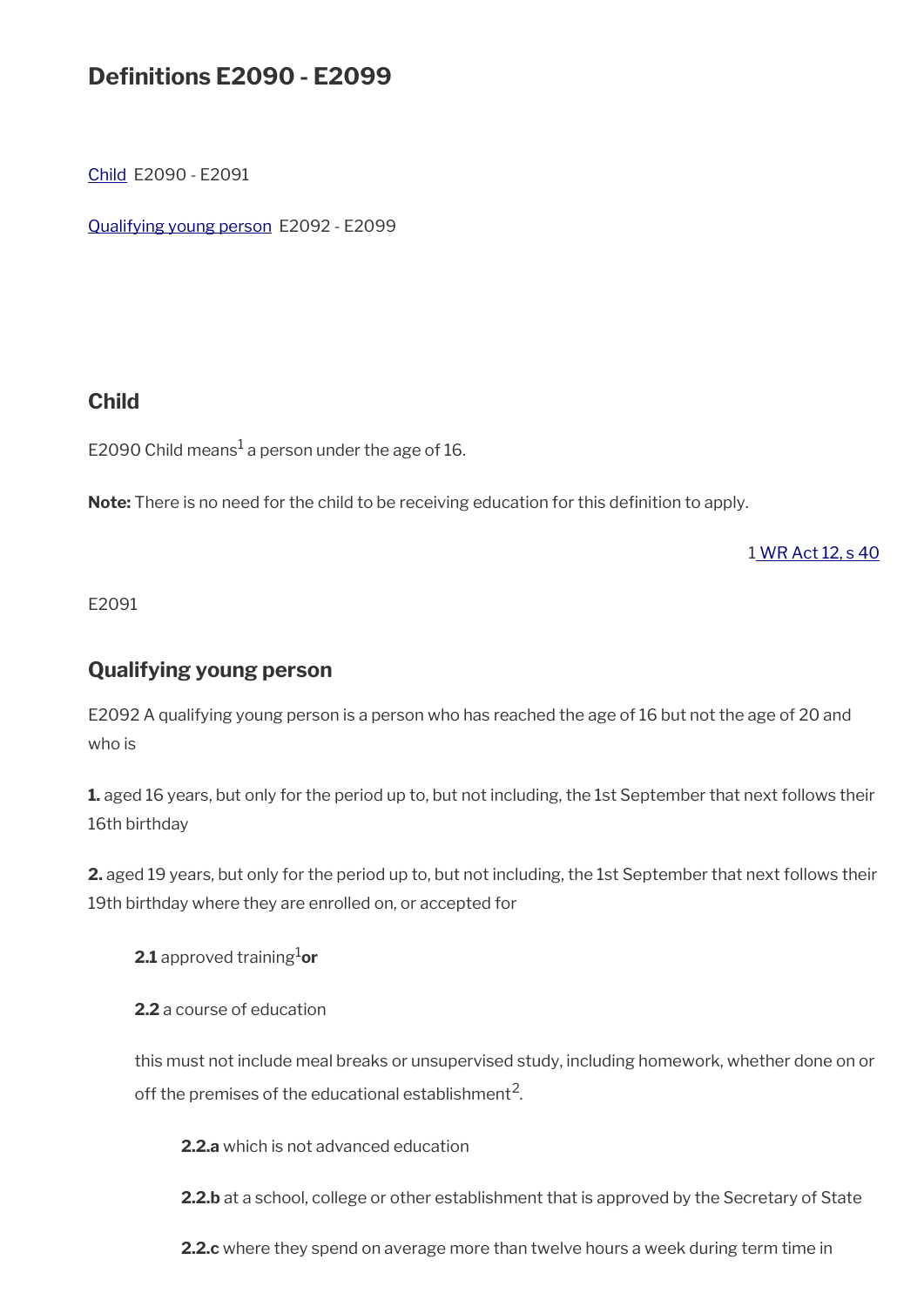# Definitions E2090 - E2099

[Child](#) E2090 - E2091

[Qualifying young person](#) E2092 - E2099

## Child

E2090 Child means[1] a person under the age of 16.

**Note:** There is no need for the child to be receiving education for this definition to apply.

1 [WR Act 12, s 40](#)

E2091

## Qualifying young person

E2092 A qualifying young person is a person who has reached the age of 16 but not the age of 20 and who is

**1.** aged 16 years, but only for the period up to, but not including, the 1st September that next follows their 16th birthday

**2.** aged 19 years, but only for the period up to, but not including, the 1st September that next follows their 19th birthday where they are enrolled on, or accepted for

> **2.1** approved training[1] **or**
>
> **2.2** a course of education
>
> this must not include meal breaks or unsupervised study, including homework, whether done on or off the premises of the educational establishment[2].
>
> > **2.2.a** which is not advanced education
> >
> > **2.2.b** at a school, college or other establishment that is approved by the Secretary of State
> >
> > **2.2.c** where they spend on average more than twelve hours a week during term time in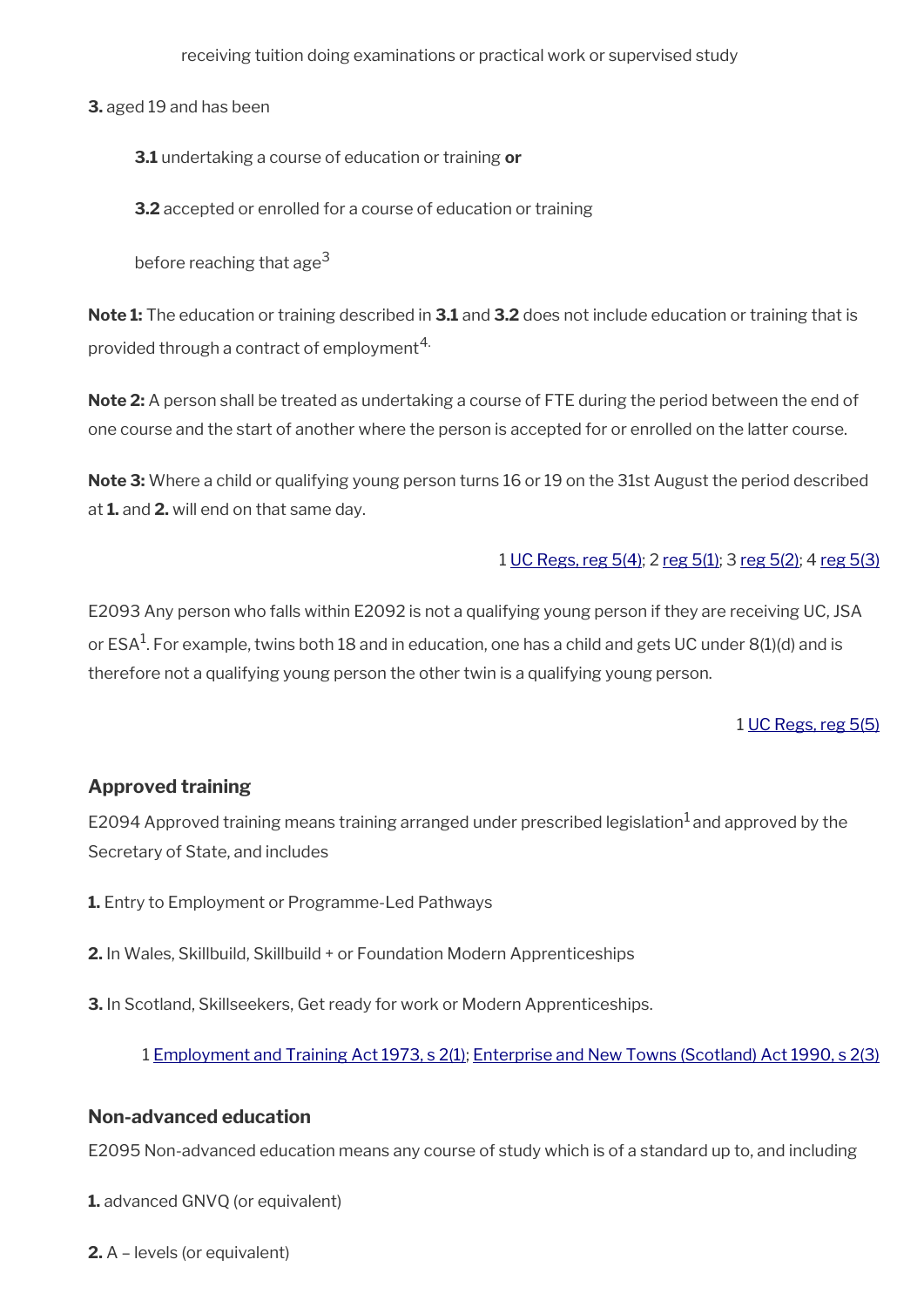receiving tuition doing examinations or practical work or supervised study

**3.** aged 19 and has been

**3.1** undertaking a course of education or training **or**

**3.2** accepted or enrolled for a course of education or training

before reaching that age[3]

**Note 1:** The education or training described in **3.1** and **3.2** does not include education or training that is provided through a contract of employment[4].

**Note 2:** A person shall be treated as undertaking a course of FTE during the period between the end of one course and the start of another where the person is accepted for or enrolled on the latter course.

**Note 3:** Where a child or qualifying young person turns 16 or 19 on the 31st August the period described at **1.** and **2.** will end on that same day.

1 UC Regs, reg 5(4); 2 reg 5(1); 3 reg 5(2); 4 reg 5(3)

E2093 Any person who falls within E2092 is not a qualifying young person if they are receiving UC, JSA or ESA[1]. For example, twins both 18 and in education, one has a child and gets UC under 8(1)(d) and is therefore not a qualifying young person the other twin is a qualifying young person.

1 UC Regs, reg 5(5)

### Approved training

E2094 Approved training means training arranged under prescribed legislation[1] and approved by the Secretary of State, and includes

**1.** Entry to Employment or Programme-Led Pathways

**2.** In Wales, Skillbuild, Skillbuild + or Foundation Modern Apprenticeships

**3.** In Scotland, Skillseekers, Get ready for work or Modern Apprenticeships.

1 Employment and Training Act 1973, s 2(1); Enterprise and New Towns (Scotland) Act 1990, s 2(3)

### Non-advanced education

E2095 Non-advanced education means any course of study which is of a standard up to, and including

**1.** advanced GNVQ (or equivalent)

**2.** A – levels (or equivalent)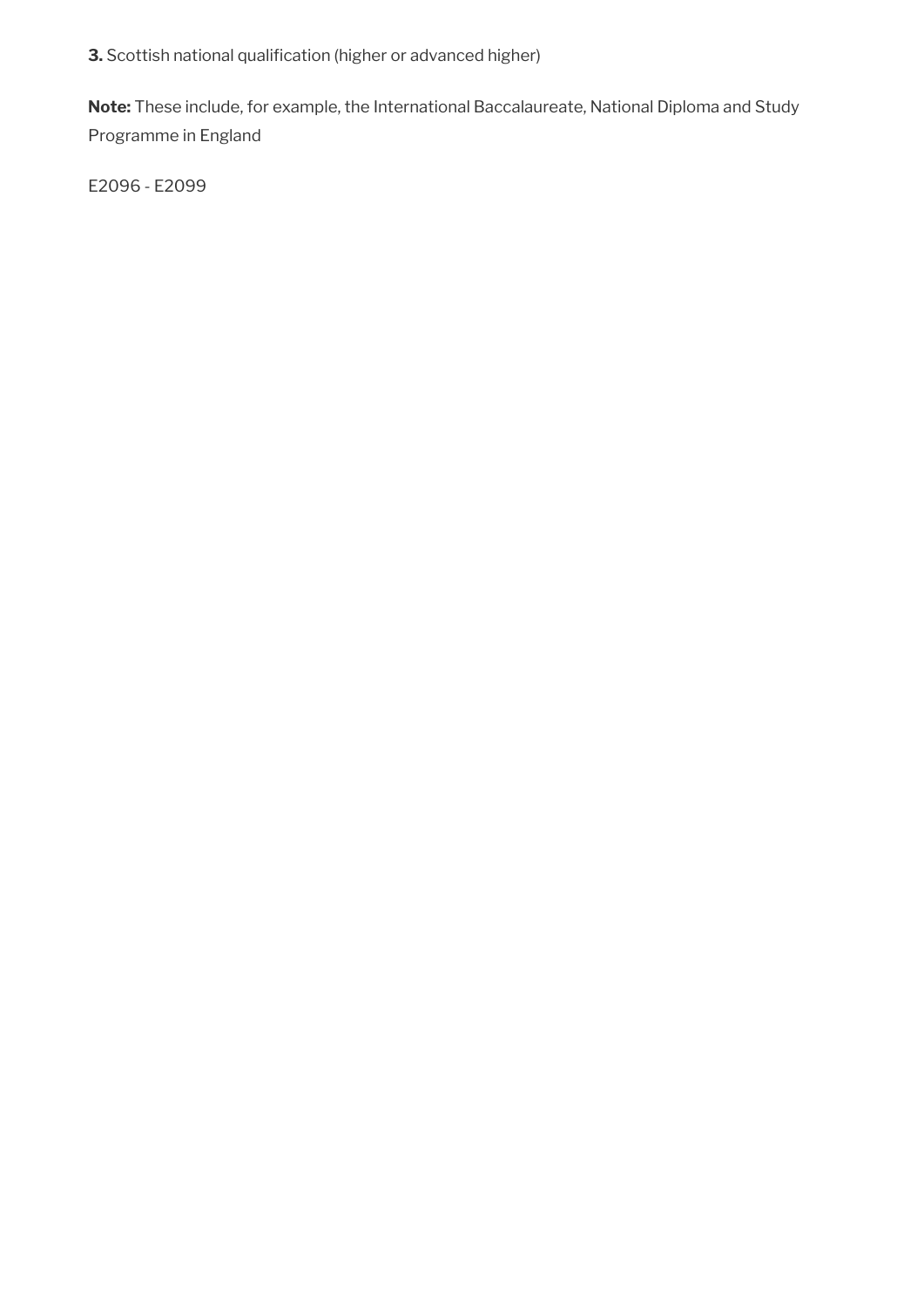**3.** Scottish national qualification (higher or advanced higher)

**Note:** These include, for example, the International Baccalaureate, National Diploma and Study Programme in England

E2096 - E2099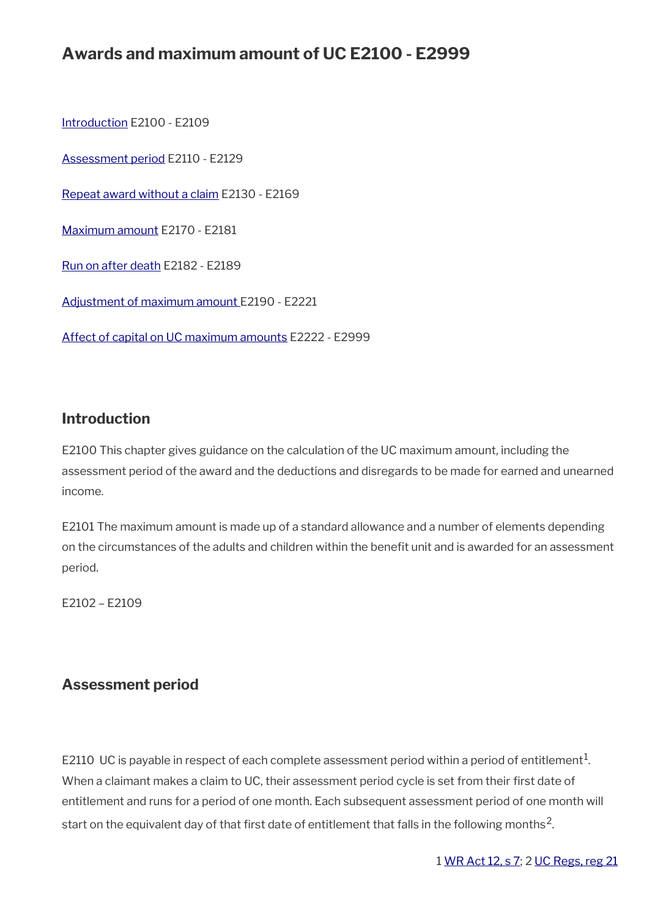# Awards and maximum amount of UC E2100 - E2999

[Introduction](#) E2100 - E2109

[Assessment period](#) E2110 - E2129

[Repeat award without a claim](#) E2130 - E2169

[Maximum amount](#) E2170 - E2181

[Run on after death](#) E2182 - E2189

[Adjustment of maximum amount](#) E2190 - E2221

[Affect of capital on UC maximum amounts](#) E2222 - E2999

## Introduction

E2100 This chapter gives guidance on the calculation of the UC maximum amount, including the assessment period of the award and the deductions and disregards to be made for earned and unearned income.

E2101 The maximum amount is made up of a standard allowance and a number of elements depending on the circumstances of the adults and children within the benefit unit and is awarded for an assessment period.

E2102 – E2109

## Assessment period

E2110 UC is payable in respect of each complete assessment period within a period of entitlement[1]. When a claimant makes a claim to UC, their assessment period cycle is set from their first date of entitlement and runs for a period of one month. Each subsequent assessment period of one month will start on the equivalent day of that first date of entitlement that falls in the following months[2].

1 [WR Act 12, s 7](#); 2 [UC Regs, reg 21](#)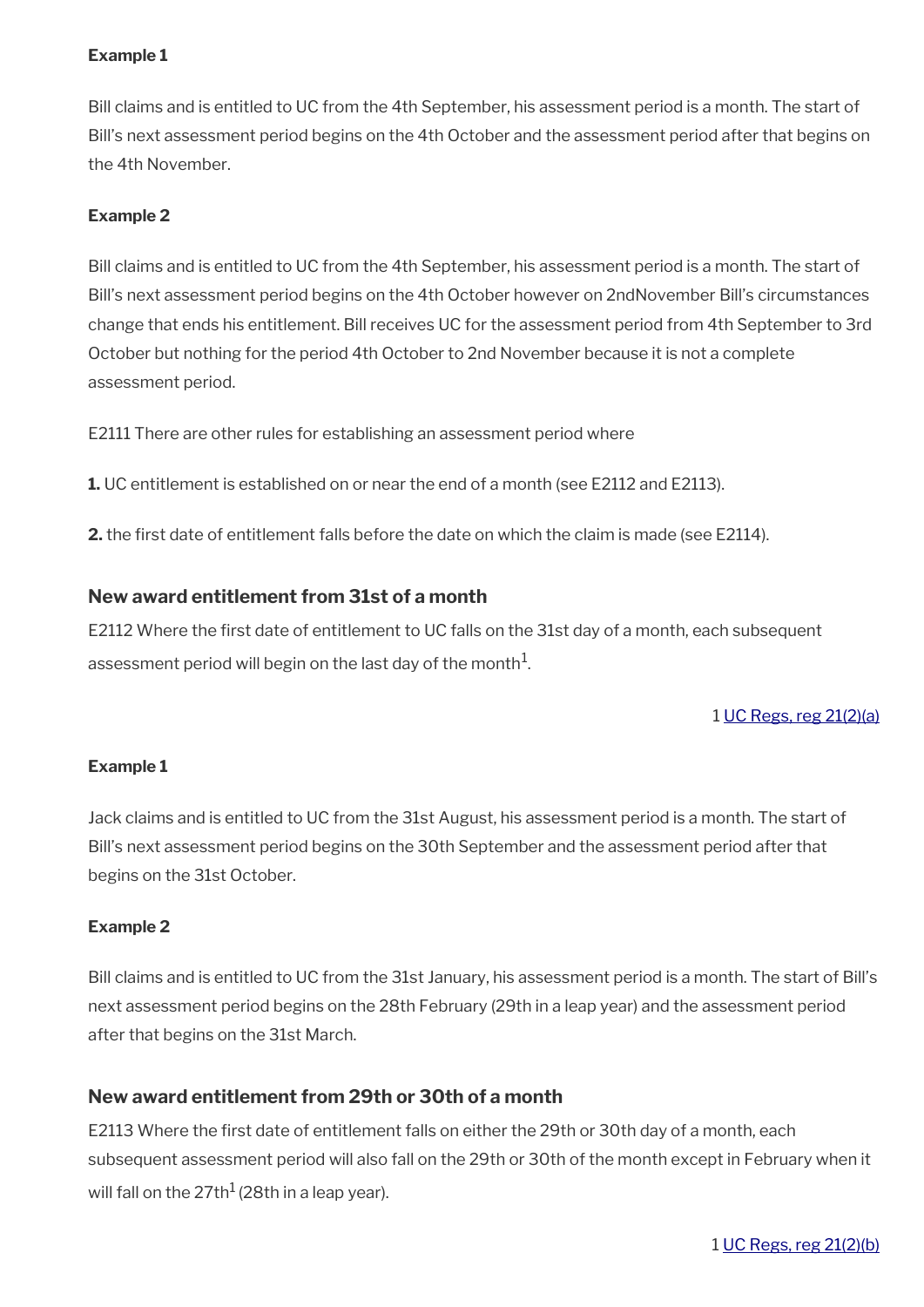**Example 1**

Bill claims and is entitled to UC from the 4th September, his assessment period is a month. The start of Bill's next assessment period begins on the 4th October and the assessment period after that begins on the 4th November.

**Example 2**

Bill claims and is entitled to UC from the 4th September, his assessment period is a month. The start of Bill's next assessment period begins on the 4th October however on 2ndNovember Bill's circumstances change that ends his entitlement. Bill receives UC for the assessment period from 4th September to 3rd October but nothing for the period 4th October to 2nd November because it is not a complete assessment period.

E2111 There are other rules for establishing an assessment period where

**1.** UC entitlement is established on or near the end of a month (see E2112 and E2113).

**2.** the first date of entitlement falls before the date on which the claim is made (see E2114).

### New award entitlement from 31st of a month

E2112 Where the first date of entitlement to UC falls on the 31st day of a month, each subsequent assessment period will begin on the last day of the month[1].

1 UC Regs, reg 21(2)(a)

**Example 1**

Jack claims and is entitled to UC from the 31st August, his assessment period is a month. The start of Bill's next assessment period begins on the 30th September and the assessment period after that begins on the 31st October.

**Example 2**

Bill claims and is entitled to UC from the 31st January, his assessment period is a month. The start of Bill's next assessment period begins on the 28th February (29th in a leap year) and the assessment period after that begins on the 31st March.

### New award entitlement from 29th or 30th of a month

E2113 Where the first date of entitlement falls on either the 29th or 30th day of a month, each subsequent assessment period will also fall on the 29th or 30th of the month except in February when it will fall on the 27th[1] (28th in a leap year).

1 UC Regs, reg 21(2)(b)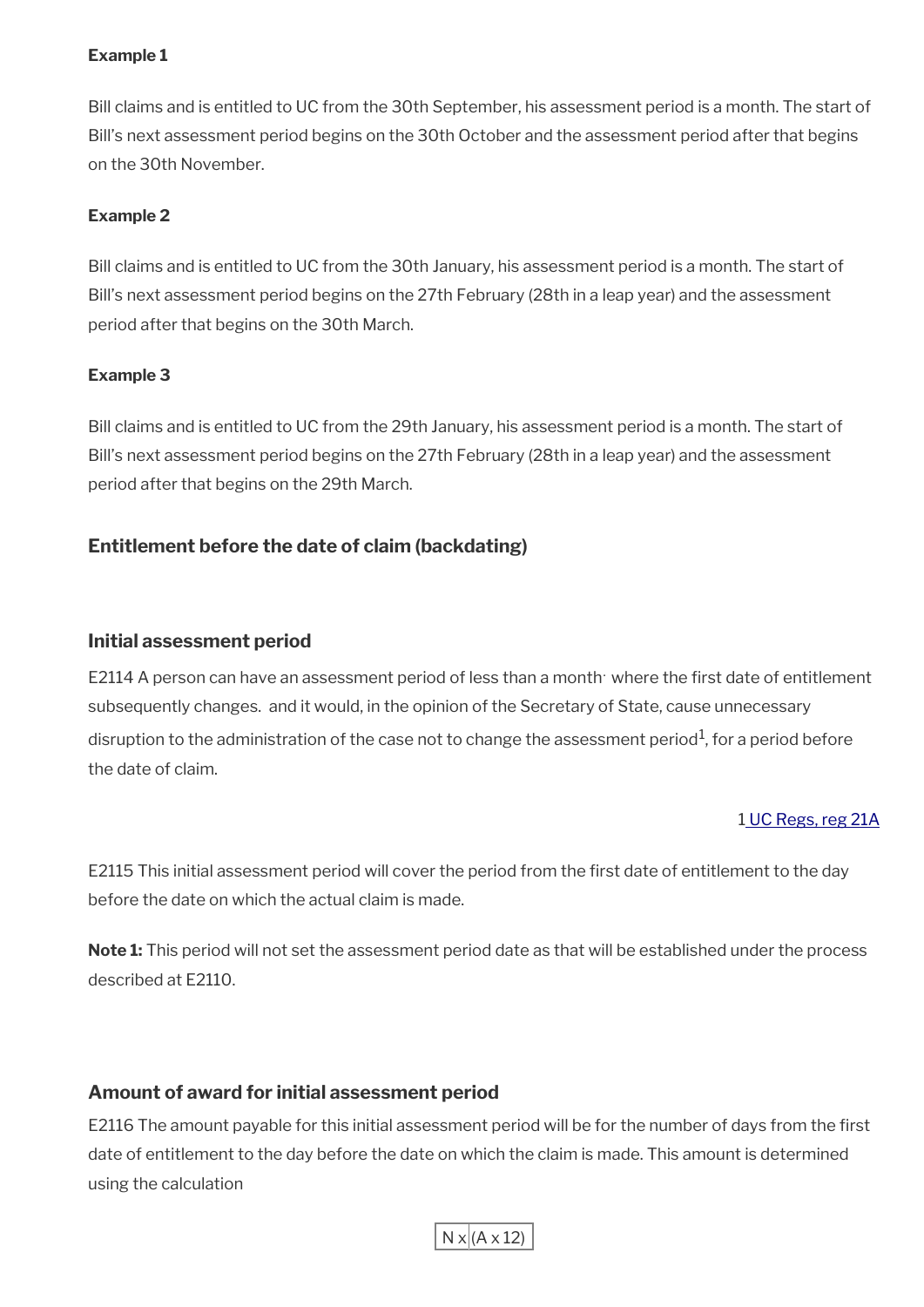**Example 1**

Bill claims and is entitled to UC from the 30th September, his assessment period is a month. The start of Bill's next assessment period begins on the 30th October and the assessment period after that begins on the 30th November.

**Example 2**

Bill claims and is entitled to UC from the 30th January, his assessment period is a month. The start of Bill's next assessment period begins on the 27th February (28th in a leap year) and the assessment period after that begins on the 30th March.

**Example 3**

Bill claims and is entitled to UC from the 29th January, his assessment period is a month. The start of Bill's next assessment period begins on the 27th February (28th in a leap year) and the assessment period after that begins on the 29th March.

### Entitlement before the date of claim (backdating)

### Initial assessment period

E2114 A person can have an assessment period of less than a month· where the first date of entitlement subsequently changes. and it would, in the opinion of the Secretary of State, cause unnecessary disruption to the administration of the case not to change the assessment period[1], for a period before the date of claim.

1 UC Regs, reg 21A

E2115 This initial assessment period will cover the period from the first date of entitlement to the day before the date on which the actual claim is made.

**Note 1:** This period will not set the assessment period date as that will be established under the process described at E2110.

### Amount of award for initial assessment period

E2116 The amount payable for this initial assessment period will be for the number of days from the first date of entitlement to the day before the date on which the claim is made. This amount is determined using the calculation

| N x | (A x 12) |
|---|---|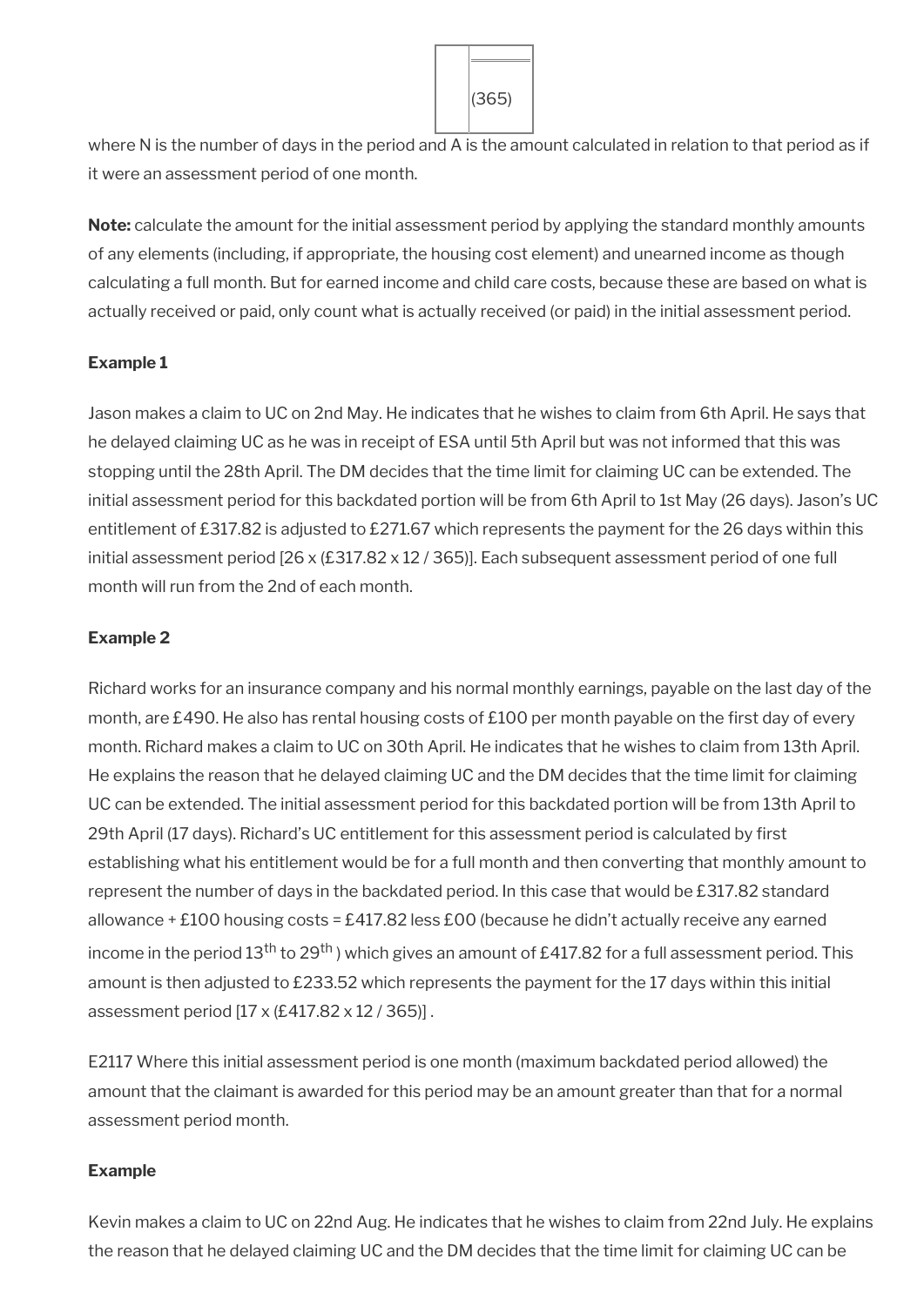$$\frac{\quad}{(365)}$$

where N is the number of days in the period and A is the amount calculated in relation to that period as if it were an assessment period of one month.

**Note:** calculate the amount for the initial assessment period by applying the standard monthly amounts of any elements (including, if appropriate, the housing cost element) and unearned income as though calculating a full month. But for earned income and child care costs, because these are based on what is actually received or paid, only count what is actually received (or paid) in the initial assessment period.

**Example 1**

Jason makes a claim to UC on 2nd May. He indicates that he wishes to claim from 6th April. He says that he delayed claiming UC as he was in receipt of ESA until 5th April but was not informed that this was stopping until the 28th April. The DM decides that the time limit for claiming UC can be extended. The initial assessment period for this backdated portion will be from 6th April to 1st May (26 days). Jason's UC entitlement of £317.82 is adjusted to £271.67 which represents the payment for the 26 days within this initial assessment period [26 x (£317.82 x 12 / 365)]. Each subsequent assessment period of one full month will run from the 2nd of each month.

**Example 2**

Richard works for an insurance company and his normal monthly earnings, payable on the last day of the month, are £490. He also has rental housing costs of £100 per month payable on the first day of every month. Richard makes a claim to UC on 30th April. He indicates that he wishes to claim from 13th April. He explains the reason that he delayed claiming UC and the DM decides that the time limit for claiming UC can be extended. The initial assessment period for this backdated portion will be from 13th April to 29th April (17 days). Richard's UC entitlement for this assessment period is calculated by first establishing what his entitlement would be for a full month and then converting that monthly amount to represent the number of days in the backdated period. In this case that would be £317.82 standard allowance + £100 housing costs = £417.82 less £00 (because he didn't actually receive any earned income in the period 13th to 29th ) which gives an amount of £417.82 for a full assessment period. This amount is then adjusted to £233.52 which represents the payment for the 17 days within this initial assessment period [17 x (£417.82 x 12 / 365)] .

E2117 Where this initial assessment period is one month (maximum backdated period allowed) the amount that the claimant is awarded for this period may be an amount greater than that for a normal assessment period month.

**Example**

Kevin makes a claim to UC on 22nd Aug. He indicates that he wishes to claim from 22nd July. He explains the reason that he delayed claiming UC and the DM decides that the time limit for claiming UC can be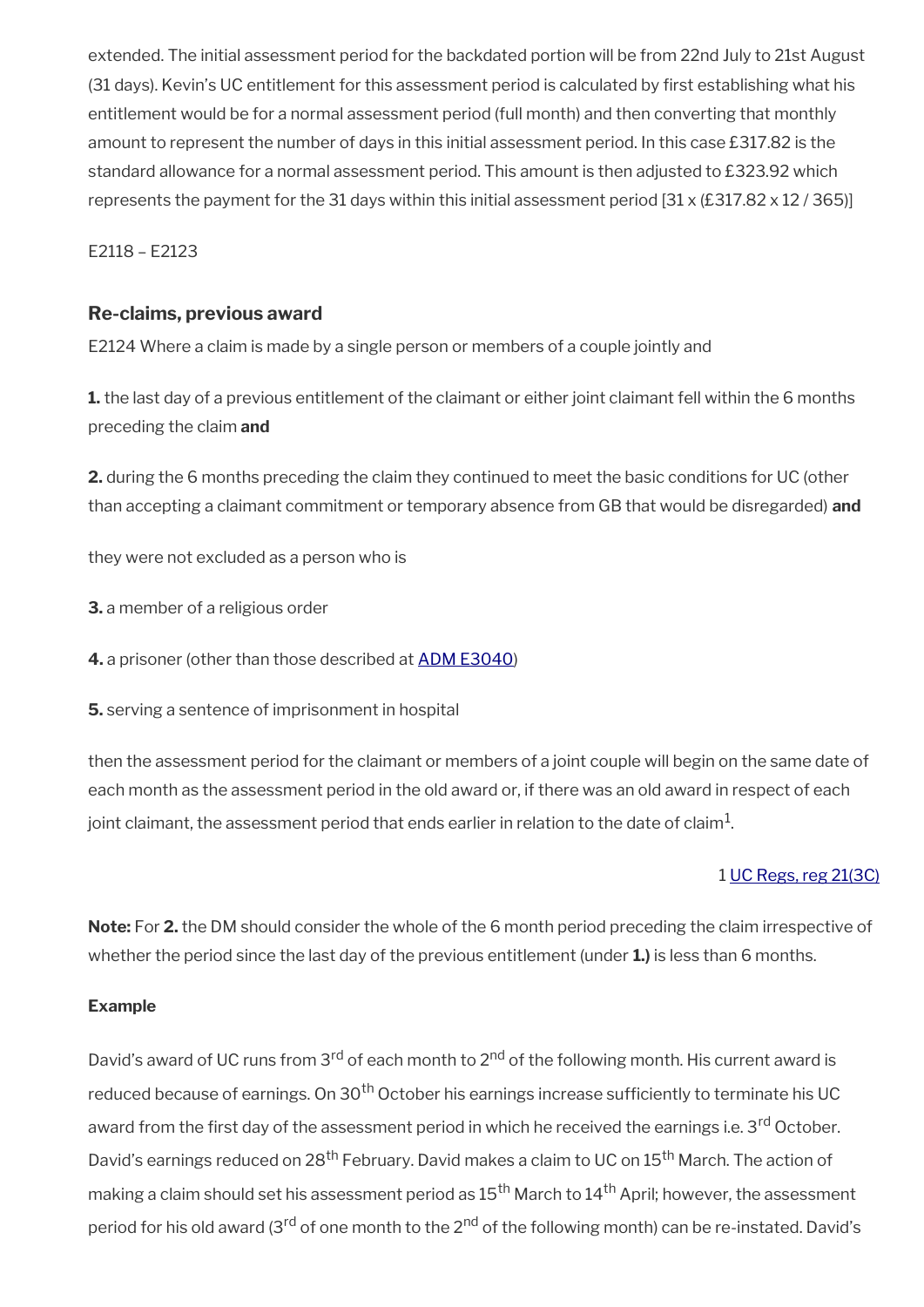extended. The initial assessment period for the backdated portion will be from 22nd July to 21st August (31 days). Kevin's UC entitlement for this assessment period is calculated by first establishing what his entitlement would be for a normal assessment period (full month) and then converting that monthly amount to represent the number of days in this initial assessment period. In this case £317.82 is the standard allowance for a normal assessment period. This amount is then adjusted to £323.92 which represents the payment for the 31 days within this initial assessment period [31 x (£317.82 x 12 / 365)]

E2118 – E2123

### Re-claims, previous award

E2124 Where a claim is made by a single person or members of a couple jointly and

**1.** the last day of a previous entitlement of the claimant or either joint claimant fell within the 6 months preceding the claim **and**

**2.** during the 6 months preceding the claim they continued to meet the basic conditions for UC (other than accepting a claimant commitment or temporary absence from GB that would be disregarded) **and**

they were not excluded as a person who is

**3.** a member of a religious order

**4.** a prisoner (other than those described at [ADM E3040](#))

**5.** serving a sentence of imprisonment in hospital

then the assessment period for the claimant or members of a joint couple will begin on the same date of each month as the assessment period in the old award or, if there was an old award in respect of each joint claimant, the assessment period that ends earlier in relation to the date of claim[1].

1 [UC Regs, reg 21(3C)](#)

**Note:** For **2.** the DM should consider the whole of the 6 month period preceding the claim irrespective of whether the period since the last day of the previous entitlement (under **1.)** is less than 6 months.

**Example**

David's award of UC runs from 3rd of each month to 2nd of the following month. His current award is reduced because of earnings. On 30th October his earnings increase sufficiently to terminate his UC award from the first day of the assessment period in which he received the earnings i.e. 3rd October. David's earnings reduced on 28th February. David makes a claim to UC on 15th March. The action of making a claim should set his assessment period as 15th March to 14th April; however, the assessment period for his old award (3rd of one month to the 2nd of the following month) can be re-instated. David's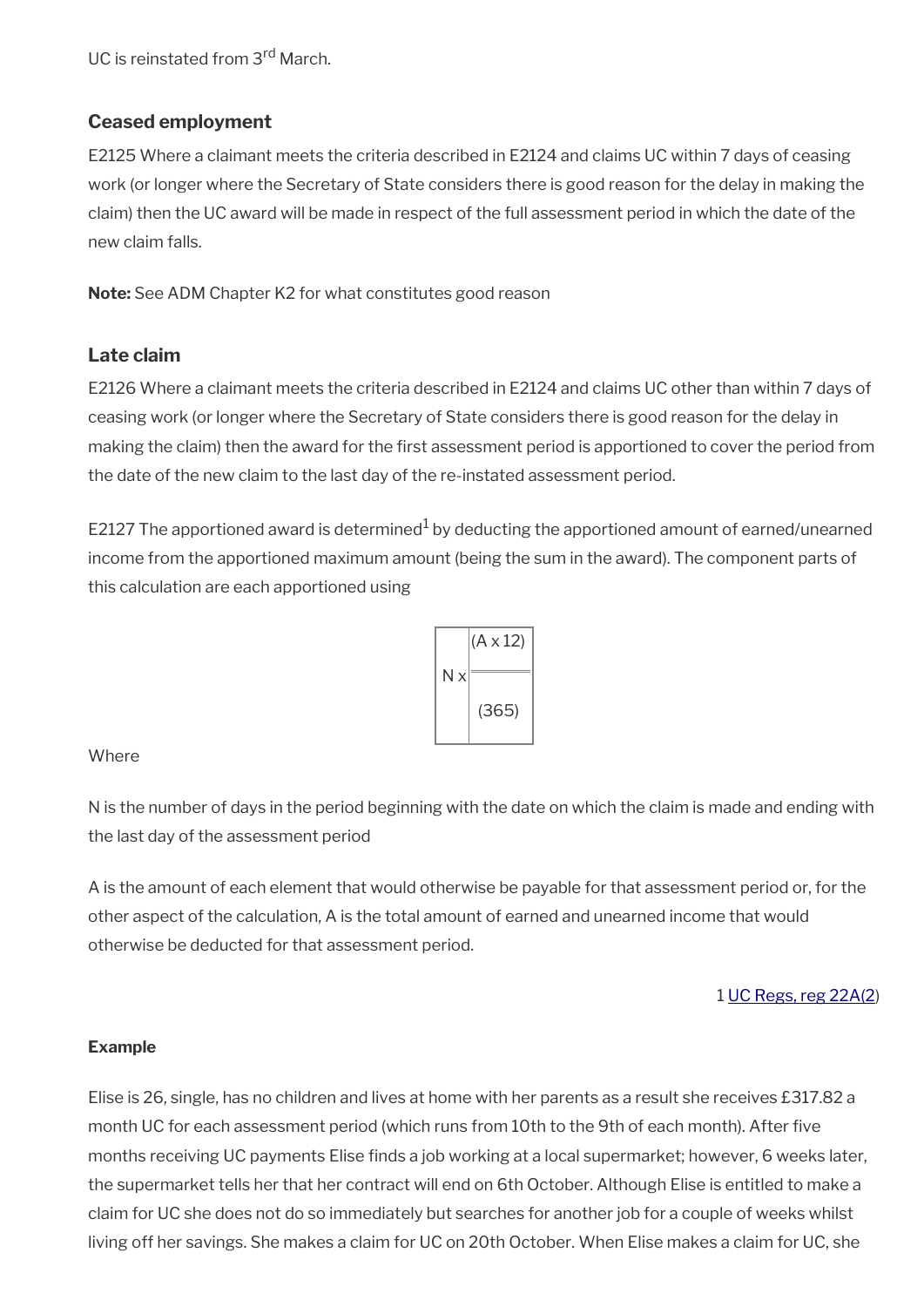UC is reinstated from 3rd March.

### Ceased employment

E2125 Where a claimant meets the criteria described in E2124 and claims UC within 7 days of ceasing work (or longer where the Secretary of State considers there is good reason for the delay in making the claim) then the UC award will be made in respect of the full assessment period in which the date of the new claim falls.

**Note:** See ADM Chapter K2 for what constitutes good reason

### Late claim

E2126 Where a claimant meets the criteria described in E2124 and claims UC other than within 7 days of ceasing work (or longer where the Secretary of State considers there is good reason for the delay in making the claim) then the award for the first assessment period is apportioned to cover the period from the date of the new claim to the last day of the re-instated assessment period.

E2127 The apportioned award is determined[1] by deducting the apportioned amount of earned/unearned income from the apportioned maximum amount (being the sum in the award). The component parts of this calculation are each apportioned using

$$N \times \frac{(A \times 12)}{(365)}$$

Where

N is the number of days in the period beginning with the date on which the claim is made and ending with the last day of the assessment period

A is the amount of each element that would otherwise be payable for that assessment period or, for the other aspect of the calculation, A is the total amount of earned and unearned income that would otherwise be deducted for that assessment period.

1 UC Regs, reg 22A(2)

**Example**

Elise is 26, single, has no children and lives at home with her parents as a result she receives £317.82 a month UC for each assessment period (which runs from 10th to the 9th of each month). After five months receiving UC payments Elise finds a job working at a local supermarket; however, 6 weeks later, the supermarket tells her that her contract will end on 6th October. Although Elise is entitled to make a claim for UC she does not do so immediately but searches for another job for a couple of weeks whilst living off her savings. She makes a claim for UC on 20th October. When Elise makes a claim for UC, she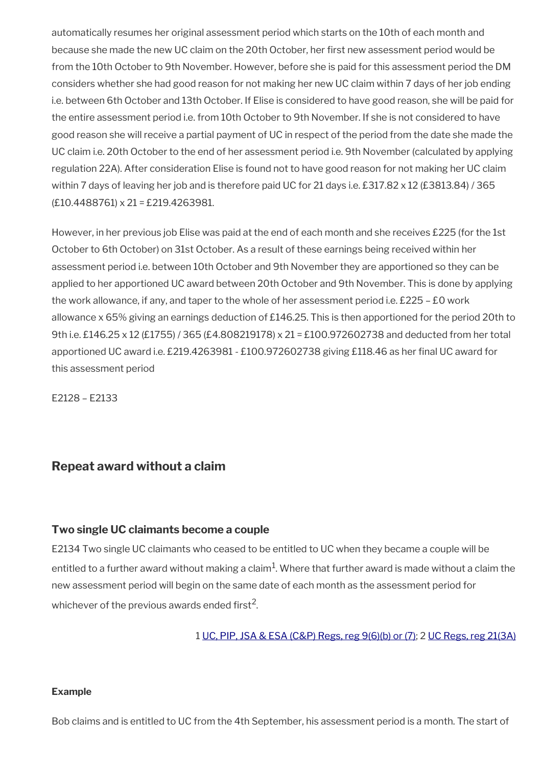automatically resumes her original assessment period which starts on the 10th of each month and because she made the new UC claim on the 20th October, her first new assessment period would be from the 10th October to 9th November. However, before she is paid for this assessment period the DM considers whether she had good reason for not making her new UC claim within 7 days of her job ending i.e. between 6th October and 13th October. If Elise is considered to have good reason, she will be paid for the entire assessment period i.e. from 10th October to 9th November. If she is not considered to have good reason she will receive a partial payment of UC in respect of the period from the date she made the UC claim i.e. 20th October to the end of her assessment period i.e. 9th November (calculated by applying regulation 22A). After consideration Elise is found not to have good reason for not making her UC claim within 7 days of leaving her job and is therefore paid UC for 21 days i.e. £317.82 x 12 (£3813.84) / 365 (£10.4488761) x 21 = £219.4263981.

However, in her previous job Elise was paid at the end of each month and she receives £225 (for the 1st October to 6th October) on 31st October. As a result of these earnings being received within her assessment period i.e. between 10th October and 9th November they are apportioned so they can be applied to her apportioned UC award between 20th October and 9th November. This is done by applying the work allowance, if any, and taper to the whole of her assessment period i.e. £225 – £0 work allowance x 65% giving an earnings deduction of £146.25. This is then apportioned for the period 20th to 9th i.e. £146.25 x 12 (£1755) / 365 (£4.808219178) x 21 = £100.972602738 and deducted from her total apportioned UC award i.e. £219.4263981 - £100.972602738 giving £118.46 as her final UC award for this assessment period

E2128 – E2133

## Repeat award without a claim

### Two single UC claimants become a couple

E2134 Two single UC claimants who ceased to be entitled to UC when they became a couple will be entitled to a further award without making a claim[1]. Where that further award is made without a claim the new assessment period will begin on the same date of each month as the assessment period for whichever of the previous awards ended first[2].

1 UC, PIP, JSA & ESA (C&P) Regs, reg 9(6)(b) or (7); 2 UC Regs, reg 21(3A)

#### Example

Bob claims and is entitled to UC from the 4th September, his assessment period is a month. The start of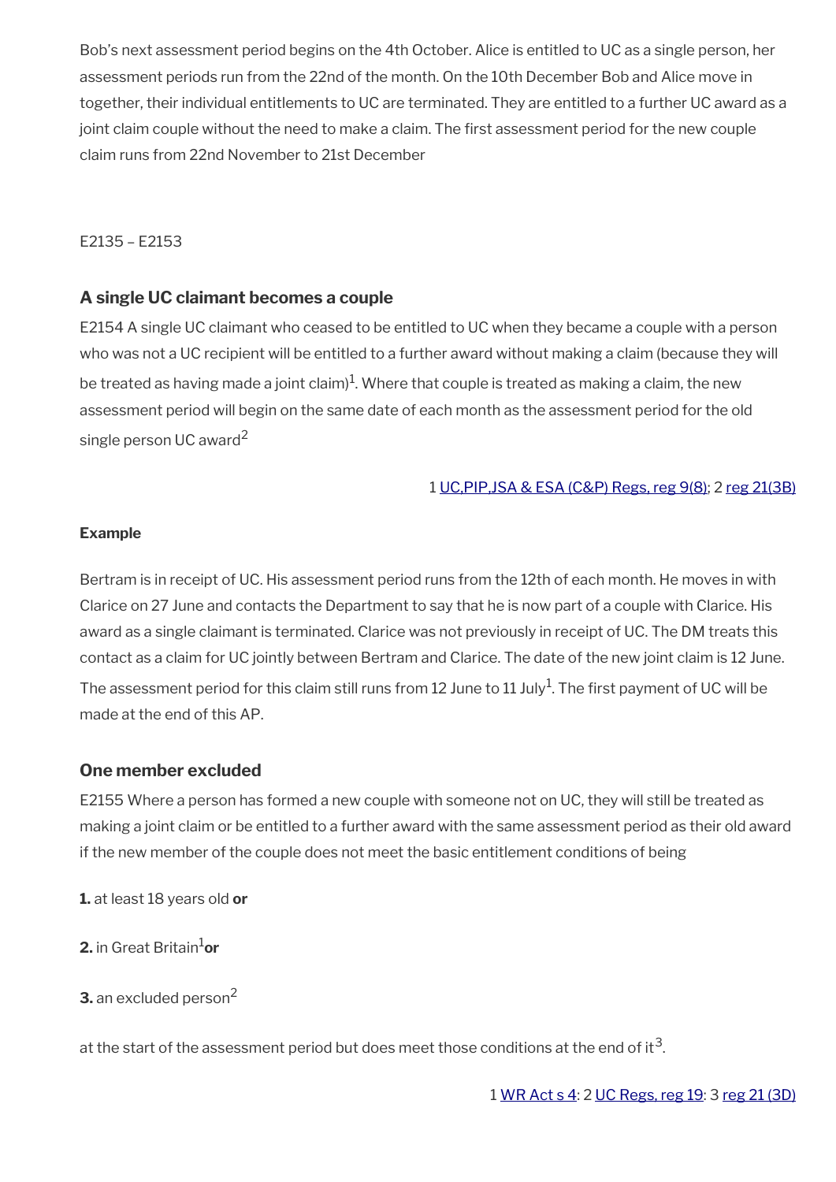Bob's next assessment period begins on the 4th October. Alice is entitled to UC as a single person, her assessment periods run from the 22nd of the month. On the 10th December Bob and Alice move in together, their individual entitlements to UC are terminated. They are entitled to a further UC award as a joint claim couple without the need to make a claim. The first assessment period for the new couple claim runs from 22nd November to 21st December

E2135 – E2153

### A single UC claimant becomes a couple

E2154 A single UC claimant who ceased to be entitled to UC when they became a couple with a person who was not a UC recipient will be entitled to a further award without making a claim (because they will be treated as having made a joint claim)[1]. Where that couple is treated as making a claim, the new assessment period will begin on the same date of each month as the assessment period for the old single person UC award[2]

1 UC,PIP,JSA & ESA (C&P) Regs, reg 9(8); 2 reg 21(3B)

**Example**

Bertram is in receipt of UC. His assessment period runs from the 12th of each month. He moves in with Clarice on 27 June and contacts the Department to say that he is now part of a couple with Clarice. His award as a single claimant is terminated. Clarice was not previously in receipt of UC. The DM treats this contact as a claim for UC jointly between Bertram and Clarice. The date of the new joint claim is 12 June. The assessment period for this claim still runs from 12 June to 11 July[1]. The first payment of UC will be made at the end of this AP.

### One member excluded

E2155 Where a person has formed a new couple with someone not on UC, they will still be treated as making a joint claim or be entitled to a further award with the same assessment period as their old award if the new member of the couple does not meet the basic entitlement conditions of being

**1.** at least 18 years old **or**

**2.** in Great Britain[1] **or**

**3.** an excluded person[2]

at the start of the assessment period but does meet those conditions at the end of it[3].

1 WR Act s 4: 2 UC Regs, reg 19: 3 reg 21 (3D)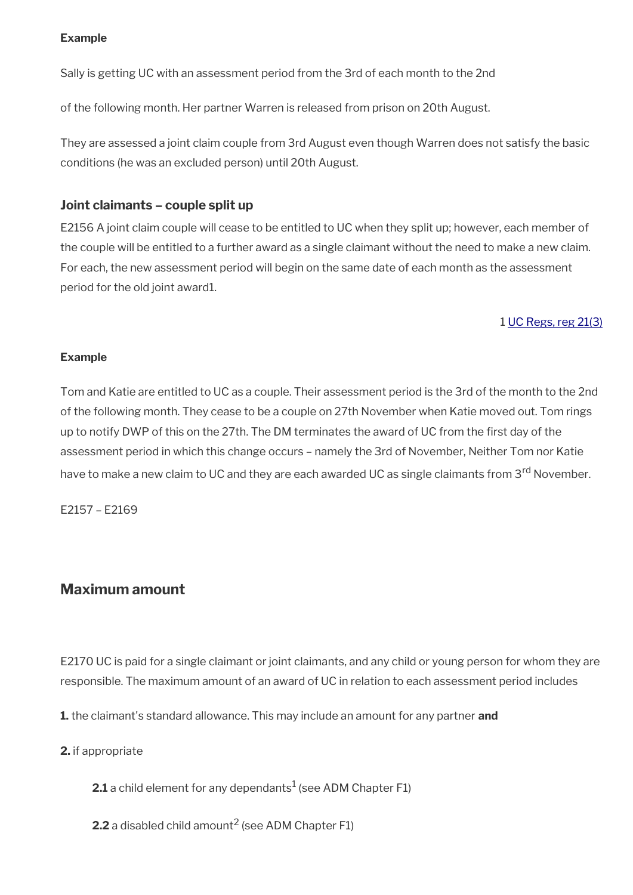**Example**

Sally is getting UC with an assessment period from the 3rd of each month to the 2nd

of the following month. Her partner Warren is released from prison on 20th August.

They are assessed a joint claim couple from 3rd August even though Warren does not satisfy the basic conditions (he was an excluded person) until 20th August.

### Joint claimants – couple split up

E2156 A joint claim couple will cease to be entitled to UC when they split up; however, each member of the couple will be entitled to a further award as a single claimant without the need to make a new claim. For each, the new assessment period will begin on the same date of each month as the assessment period for the old joint award1.

1 [UC Regs, reg 21(3)]

**Example**

Tom and Katie are entitled to UC as a couple. Their assessment period is the 3rd of the month to the 2nd of the following month. They cease to be a couple on 27th November when Katie moved out. Tom rings up to notify DWP of this on the 27th. The DM terminates the award of UC from the first day of the assessment period in which this change occurs – namely the 3rd of November, Neither Tom nor Katie have to make a new claim to UC and they are each awarded UC as single claimants from 3rd November.

E2157 – E2169

## Maximum amount

E2170 UC is paid for a single claimant or joint claimants, and any child or young person for whom they are responsible. The maximum amount of an award of UC in relation to each assessment period includes

**1.** the claimant's standard allowance. This may include an amount for any partner **and**

**2.** if appropriate

**2.1** a child element for any dependants[1] (see ADM Chapter F1)

**2.2** a disabled child amount[2] (see ADM Chapter F1)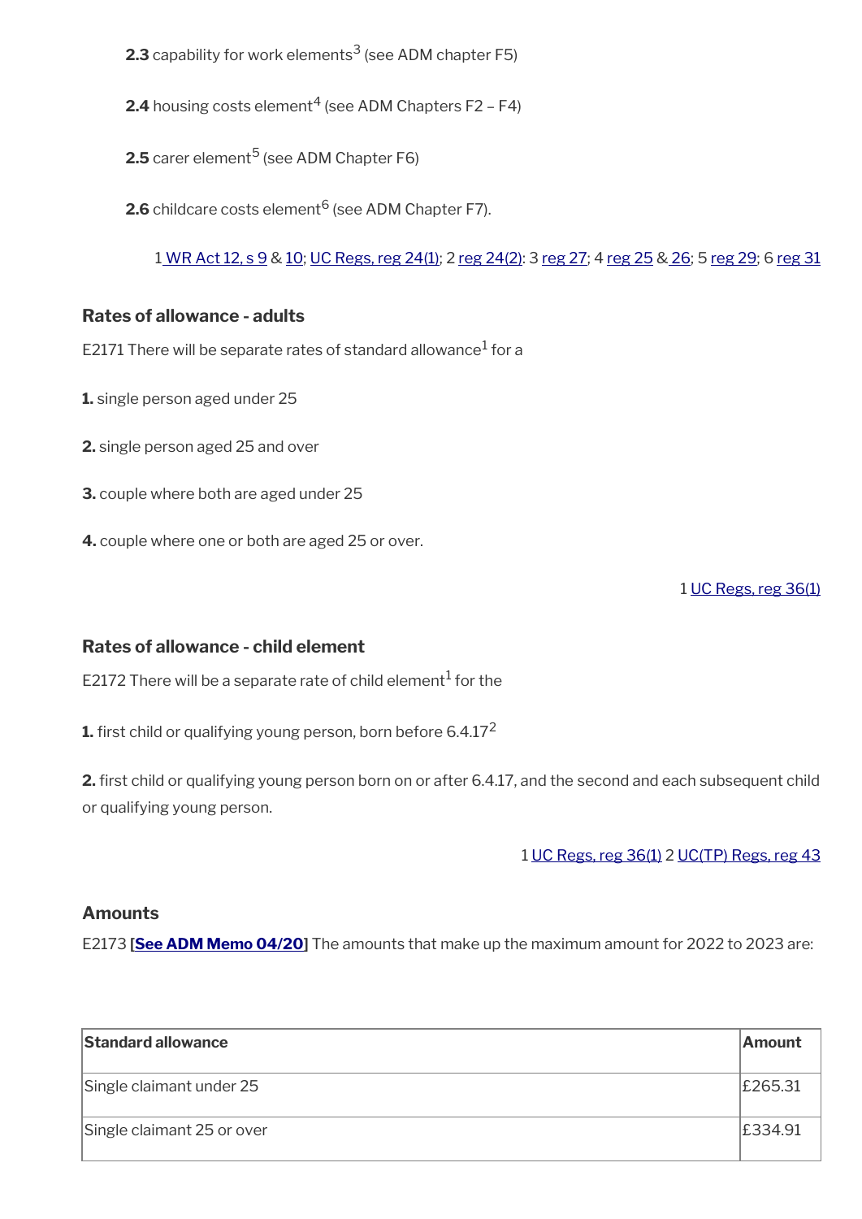**2.3** capability for work elements[3] (see ADM chapter F5)

**2.4** housing costs element[4] (see ADM Chapters F2 – F4)

**2.5** carer element[5] (see ADM Chapter F6)

**2.6** childcare costs element[6] (see ADM Chapter F7).

1 WR Act 12, s 9 & 10; UC Regs, reg 24(1); 2 reg 24(2): 3 reg 27; 4 reg 25 & 26; 5 reg 29; 6 reg 31

### Rates of allowance - adults

E2171 There will be separate rates of standard allowance[1] for a

**1.** single person aged under 25

**2.** single person aged 25 and over

**3.** couple where both are aged under 25

**4.** couple where one or both are aged 25 or over.

1 UC Regs, reg 36(1)

### Rates of allowance - child element

E2172 There will be a separate rate of child element[1] for the

**1.** first child or qualifying young person, born before 6.4.17[2]

**2.** first child or qualifying young person born on or after 6.4.17, and the second and each subsequent child or qualifying young person.

1 UC Regs, reg 36(1) 2 UC(TP) Regs, reg 43

### Amounts

E2173 **[See ADM Memo 04/20]** The amounts that make up the maximum amount for 2022 to 2023 are:

| Standard allowance | Amount |
|---|---|
| Single claimant under 25 | £265.31 |
| Single claimant 25 or over | £334.91 |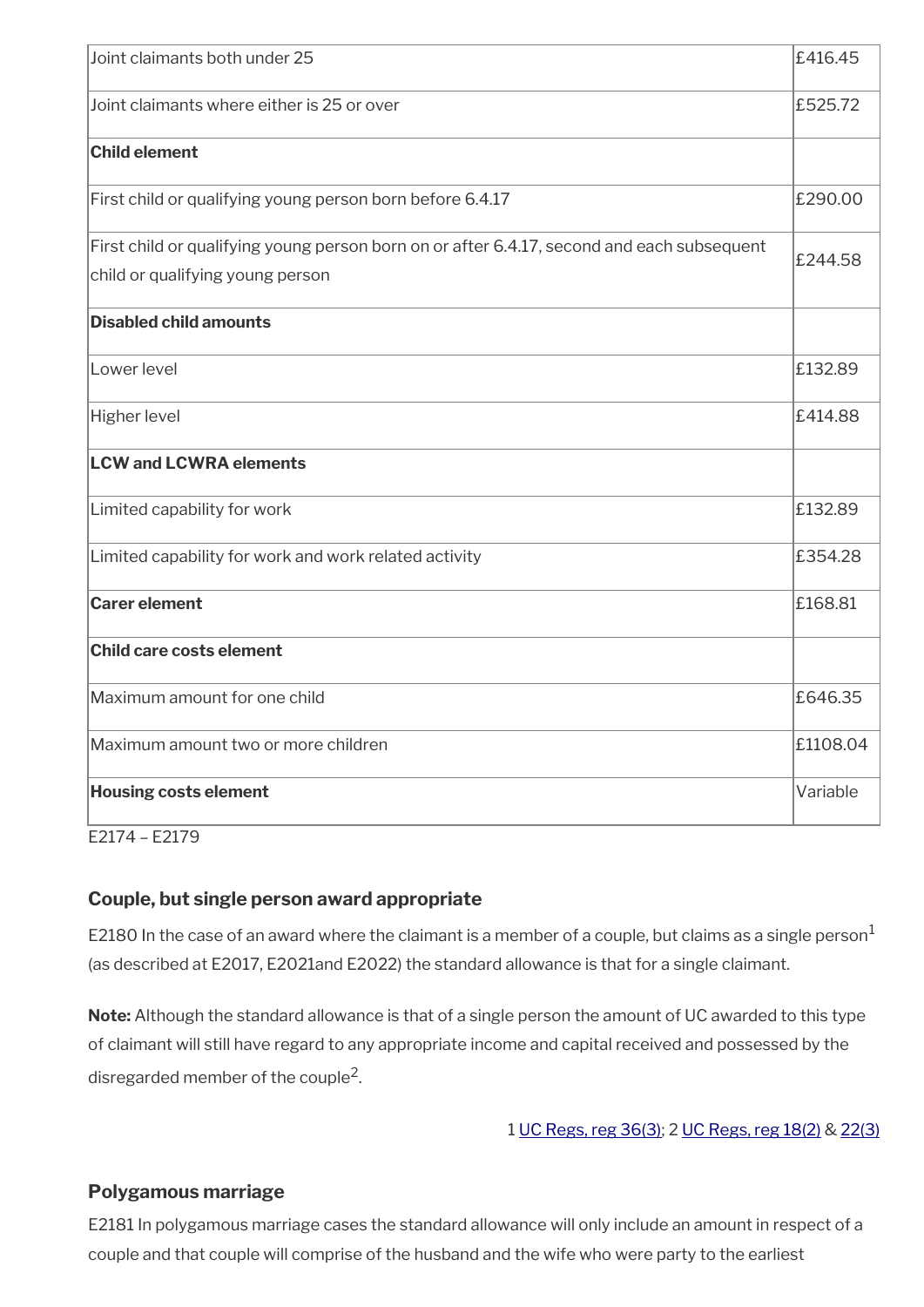| | |
|---|---|
| Joint claimants both under 25 | £416.45 |
| Joint claimants where either is 25 or over | £525.72 |
| **Child element** | |
| First child or qualifying young person born before 6.4.17 | £290.00 |
| First child or qualifying young person born on or after 6.4.17, second and each subsequent child or qualifying young person | £244.58 |
| **Disabled child amounts** | |
| Lower level | £132.89 |
| Higher level | £414.88 |
| **LCW and LCWRA elements** | |
| Limited capability for work | £132.89 |
| Limited capability for work and work related activity | £354.28 |
| **Carer element** | £168.81 |
| **Child care costs element** | |
| Maximum amount for one child | £646.35 |
| Maximum amount two or more children | £1108.04 |
| **Housing costs element** | Variable |

E2174 – E2179

### Couple, but single person award appropriate

E2180 In the case of an award where the claimant is a member of a couple, but claims as a single person[1] (as described at E2017, E2021and E2022) the standard allowance is that for a single claimant.

**Note:** Although the standard allowance is that of a single person the amount of UC awarded to this type of claimant will still have regard to any appropriate income and capital received and possessed by the disregarded member of the couple[2].

1 UC Regs, reg 36(3); 2 UC Regs, reg 18(2) & 22(3)

### Polygamous marriage

E2181 In polygamous marriage cases the standard allowance will only include an amount in respect of a couple and that couple will comprise of the husband and the wife who were party to the earliest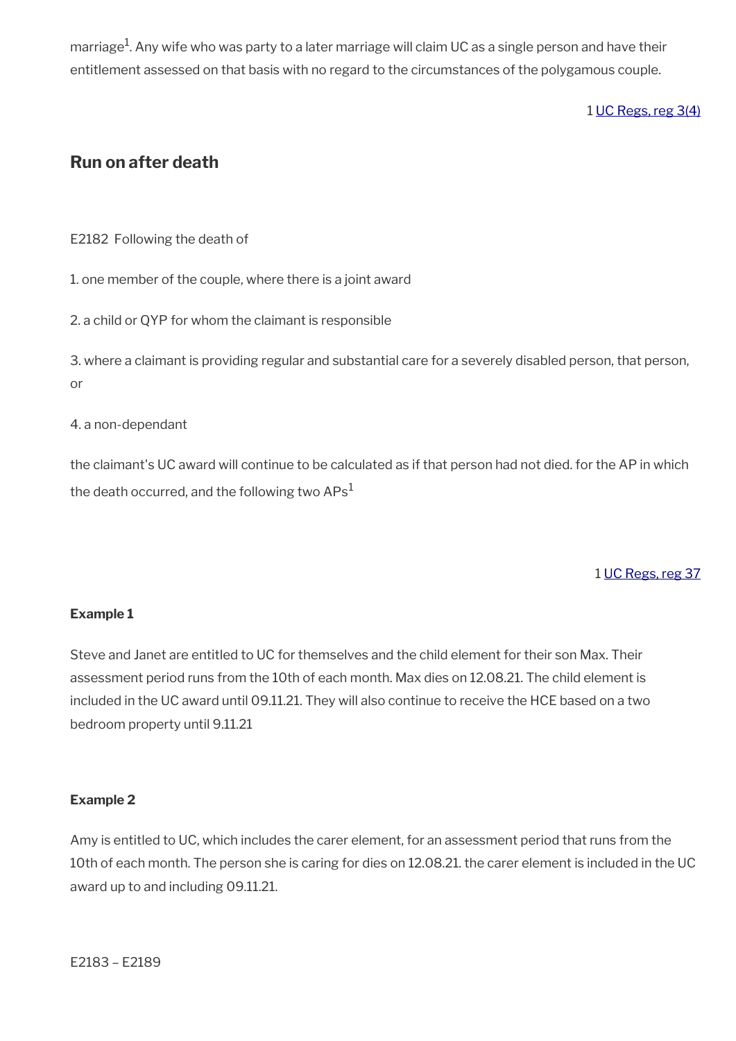marriage[1]. Any wife who was party to a later marriage will claim UC as a single person and have their entitlement assessed on that basis with no regard to the circumstances of the polygamous couple.

1 UC Regs, reg 3(4)

## Run on after death

E2182 Following the death of

1. one member of the couple, where there is a joint award

2. a child or QYP for whom the claimant is responsible

3. where a claimant is providing regular and substantial care for a severely disabled person, that person, or

4. a non-dependant

the claimant's UC award will continue to be calculated as if that person had not died. for the AP in which the death occurred, and the following two APs[1]

1 UC Regs, reg 37

**Example 1**

Steve and Janet are entitled to UC for themselves and the child element for their son Max. Their assessment period runs from the 10th of each month. Max dies on 12.08.21. The child element is included in the UC award until 09.11.21. They will also continue to receive the HCE based on a two bedroom property until 9.11.21

**Example 2**

Amy is entitled to UC, which includes the carer element, for an assessment period that runs from the 10th of each month. The person she is caring for dies on 12.08.21. the carer element is included in the UC award up to and including 09.11.21.

E2183 – E2189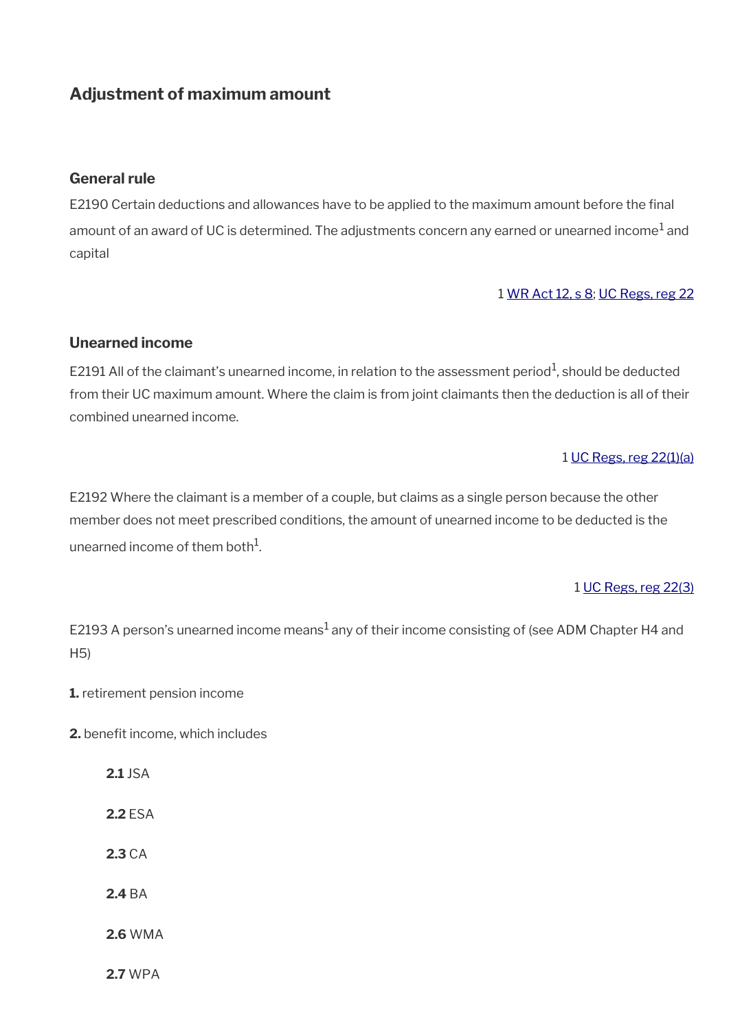## Adjustment of maximum amount

### General rule

E2190 Certain deductions and allowances have to be applied to the maximum amount before the final amount of an award of UC is determined. The adjustments concern any earned or unearned income[1] and capital

1 WR Act 12, s 8; UC Regs, reg 22

### Unearned income

E2191 All of the claimant's unearned income, in relation to the assessment period[1], should be deducted from their UC maximum amount. Where the claim is from joint claimants then the deduction is all of their combined unearned income.

1 UC Regs, reg 22(1)(a)

E2192 Where the claimant is a member of a couple, but claims as a single person because the other member does not meet prescribed conditions, the amount of unearned income to be deducted is the unearned income of them both[1].

1 UC Regs, reg 22(3)

E2193 A person's unearned income means[1] any of their income consisting of (see ADM Chapter H4 and H5)

**1.** retirement pension income

**2.** benefit income, which includes

> **2.1** JSA
>
> **2.2** ESA
>
> **2.3** CA
>
> **2.4** BA
>
> **2.6** WMA
>
> **2.7** WPA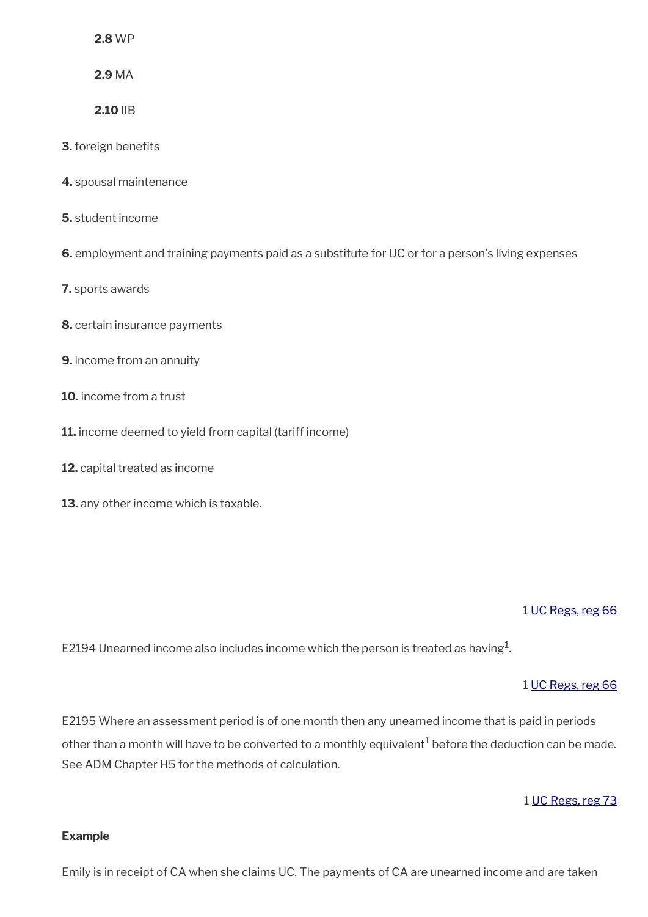**2.8** WP

**2.9** MA

**2.10** IIB

**3.** foreign benefits

**4.** spousal maintenance

**5.** student income

**6.** employment and training payments paid as a substitute for UC or for a person's living expenses

**7.** sports awards

**8.** certain insurance payments

**9.** income from an annuity

**10.** income from a trust

**11.** income deemed to yield from capital (tariff income)

**12.** capital treated as income

**13.** any other income which is taxable.

1 UC Regs, reg 66

E2194 Unearned income also includes income which the person is treated as having[1].

1 UC Regs, reg 66

E2195 Where an assessment period is of one month then any unearned income that is paid in periods other than a month will have to be converted to a monthly equivalent[1] before the deduction can be made. See ADM Chapter H5 for the methods of calculation.

1 UC Regs, reg 73

**Example**

Emily is in receipt of CA when she claims UC. The payments of CA are unearned income and are taken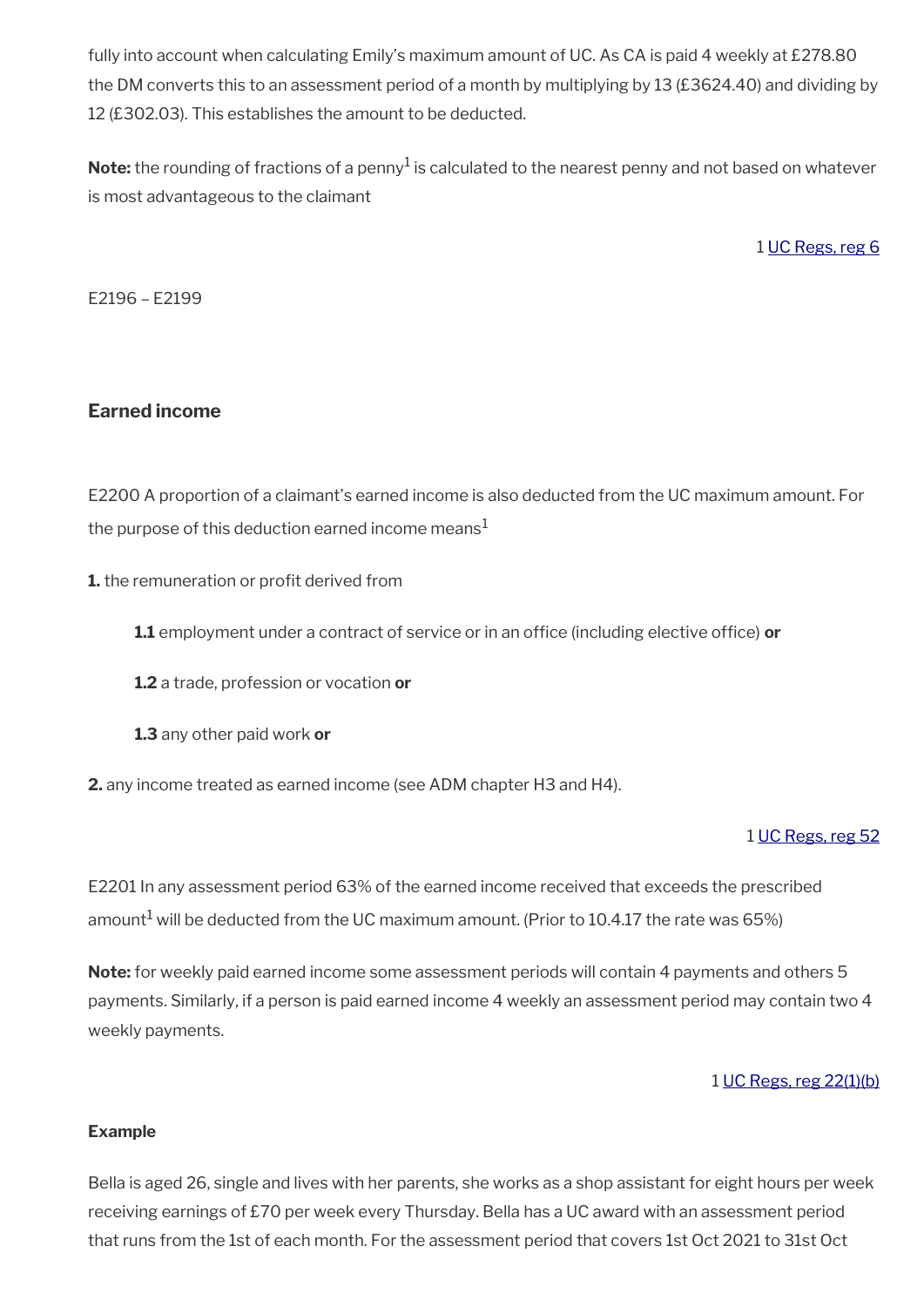fully into account when calculating Emily's maximum amount of UC. As CA is paid 4 weekly at £278.80 the DM converts this to an assessment period of a month by multiplying by 13 (£3624.40) and dividing by 12 (£302.03). This establishes the amount to be deducted.

**Note:** the rounding of fractions of a penny[1] is calculated to the nearest penny and not based on whatever is most advantageous to the claimant

1 UC Regs, reg 6

E2196 – E2199

### Earned income

E2200 A proportion of a claimant's earned income is also deducted from the UC maximum amount. For the purpose of this deduction earned income means[1]

**1.** the remuneration or profit derived from

> **1.1** employment under a contract of service or in an office (including elective office) **or**
>
> **1.2** a trade, profession or vocation **or**
>
> **1.3** any other paid work **or**

**2.** any income treated as earned income (see ADM chapter H3 and H4).

1 UC Regs, reg 52

E2201 In any assessment period 63% of the earned income received that exceeds the prescribed amount[1] will be deducted from the UC maximum amount. (Prior to 10.4.17 the rate was 65%)

**Note:** for weekly paid earned income some assessment periods will contain 4 payments and others 5 payments. Similarly, if a person is paid earned income 4 weekly an assessment period may contain two 4 weekly payments.

1 UC Regs, reg 22(1)(b)

#### Example

Bella is aged 26, single and lives with her parents, she works as a shop assistant for eight hours per week receiving earnings of £70 per week every Thursday. Bella has a UC award with an assessment period that runs from the 1st of each month. For the assessment period that covers 1st Oct 2021 to 31st Oct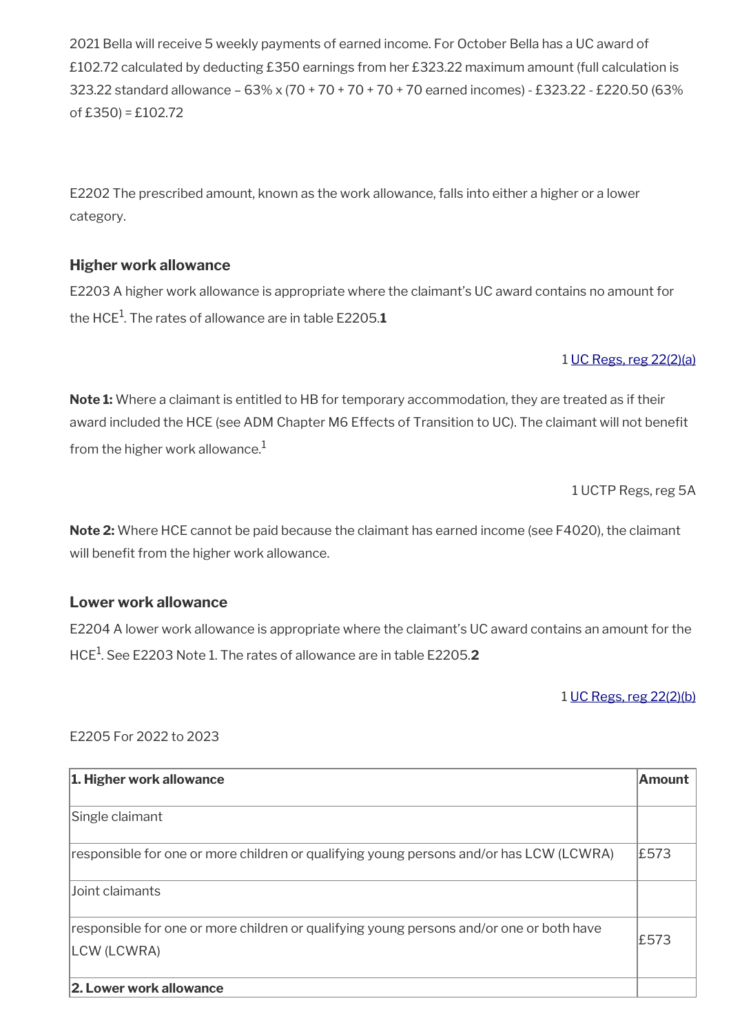2021 Bella will receive 5 weekly payments of earned income. For October Bella has a UC award of £102.72 calculated by deducting £350 earnings from her £323.22 maximum amount (full calculation is 323.22 standard allowance – 63% x (70 + 70 + 70 + 70 + 70 earned incomes) - £323.22 - £220.50 (63% of £350) = £102.72

E2202 The prescribed amount, known as the work allowance, falls into either a higher or a lower category.

### Higher work allowance

E2203 A higher work allowance is appropriate where the claimant's UC award contains no amount for the HCE[1]. The rates of allowance are in table E2205.**1**

1 UC Regs, reg 22(2)(a)

**Note 1:** Where a claimant is entitled to HB for temporary accommodation, they are treated as if their award included the HCE (see ADM Chapter M6 Effects of Transition to UC). The claimant will not benefit from the higher work allowance.[1]

1 UCTP Regs, reg 5A

**Note 2:** Where HCE cannot be paid because the claimant has earned income (see F4020), the claimant will benefit from the higher work allowance.

### Lower work allowance

E2204 A lower work allowance is appropriate where the claimant's UC award contains an amount for the HCE[1]. See E2203 Note 1. The rates of allowance are in table E2205.**2**

1 UC Regs, reg 22(2)(b)

E2205 For 2022 to 2023

| **1. Higher work allowance** | **Amount** |
|---|---|
| Single claimant | |
| responsible for one or more children or qualifying young persons and/or has LCW (LCWRA) | £573 |
| Joint claimants | |
| responsible for one or more children or qualifying young persons and/or one or both have LCW (LCWRA) | £573 |
| **2. Lower work allowance** | |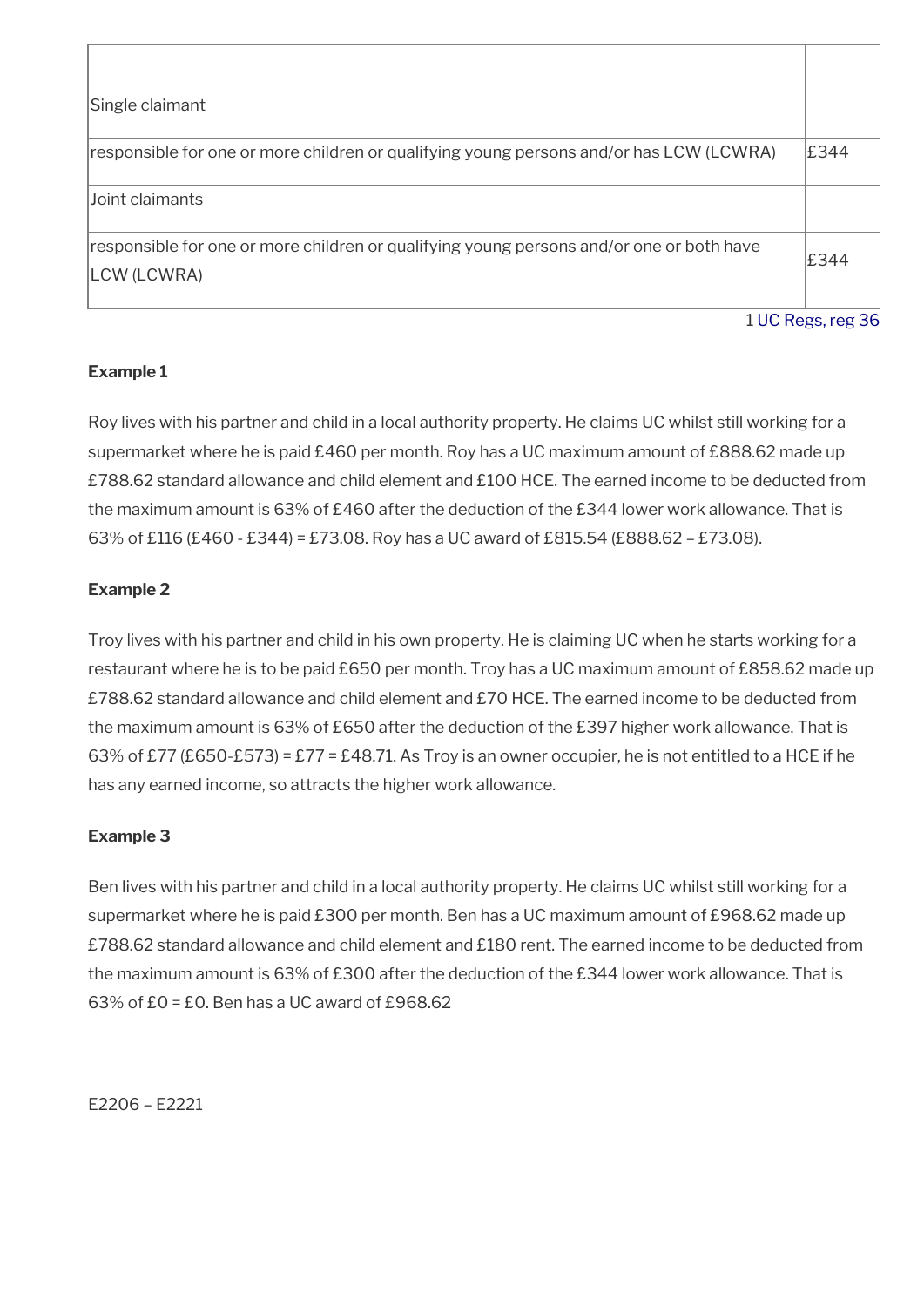| | |
|---|---|
| Single claimant | |
| responsible for one or more children or qualifying young persons and/or has LCW (LCWRA) | £344 |
| Joint claimants | |
| responsible for one or more children or qualifying young persons and/or one or both have LCW (LCWRA) | £344 |

1 UC Regs, reg 36

**Example 1**

Roy lives with his partner and child in a local authority property. He claims UC whilst still working for a supermarket where he is paid £460 per month. Roy has a UC maximum amount of £888.62 made up £788.62 standard allowance and child element and £100 HCE. The earned income to be deducted from the maximum amount is 63% of £460 after the deduction of the £344 lower work allowance. That is 63% of £116 (£460 - £344) = £73.08. Roy has a UC award of £815.54 (£888.62 – £73.08).

**Example 2**

Troy lives with his partner and child in his own property. He is claiming UC when he starts working for a restaurant where he is to be paid £650 per month. Troy has a UC maximum amount of £858.62 made up £788.62 standard allowance and child element and £70 HCE. The earned income to be deducted from the maximum amount is 63% of £650 after the deduction of the £397 higher work allowance. That is 63% of £77 (£650-£573) = £77 = £48.71. As Troy is an owner occupier, he is not entitled to a HCE if he has any earned income, so attracts the higher work allowance.

**Example 3**

Ben lives with his partner and child in a local authority property. He claims UC whilst still working for a supermarket where he is paid £300 per month. Ben has a UC maximum amount of £968.62 made up £788.62 standard allowance and child element and £180 rent. The earned income to be deducted from the maximum amount is 63% of £300 after the deduction of the £344 lower work allowance. That is 63% of £0 = £0. Ben has a UC award of £968.62

E2206 – E2221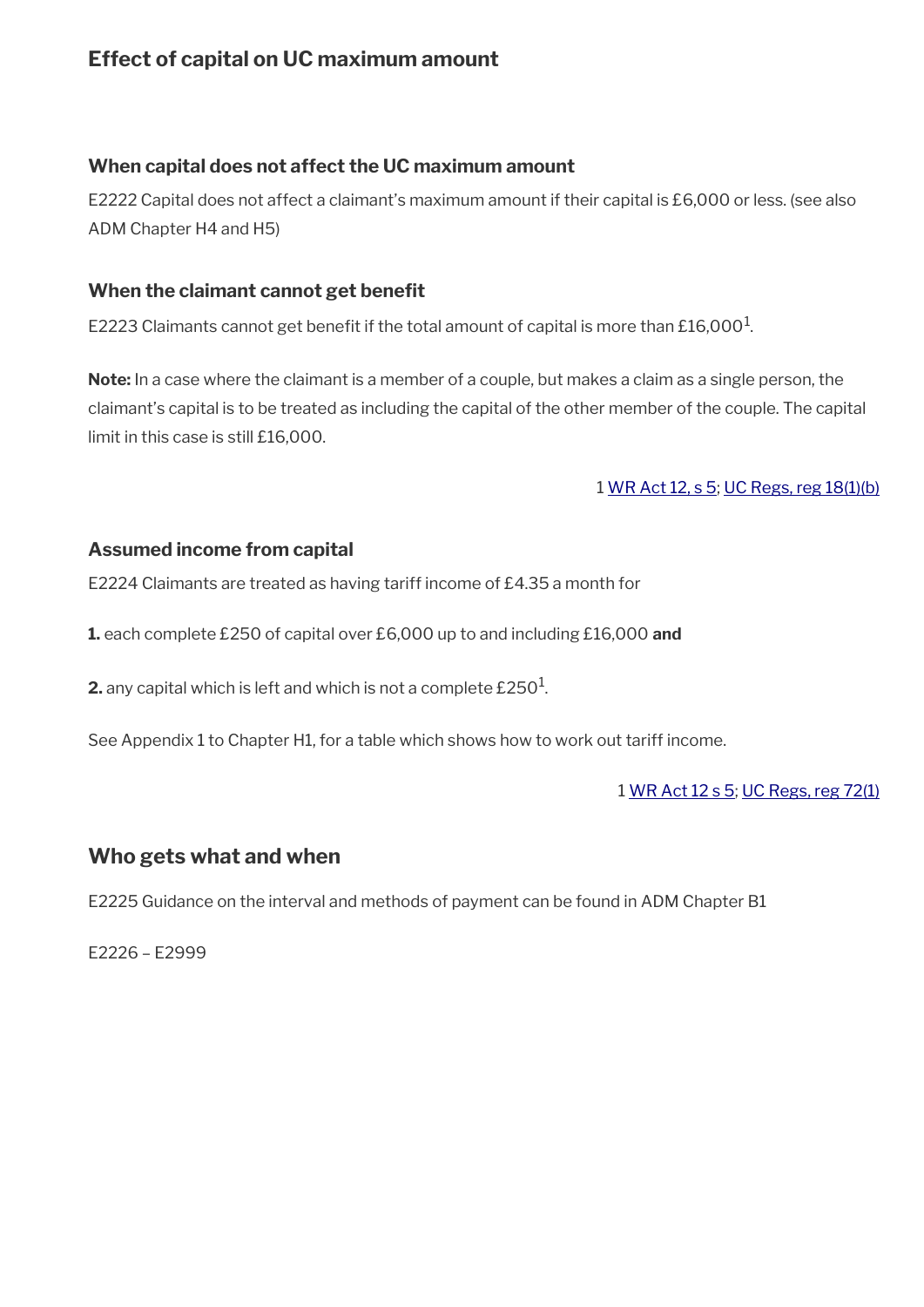## Effect of capital on UC maximum amount

### When capital does not affect the UC maximum amount

E2222 Capital does not affect a claimant's maximum amount if their capital is £6,000 or less. (see also ADM Chapter H4 and H5)

### When the claimant cannot get benefit

E2223 Claimants cannot get benefit if the total amount of capital is more than £16,000[1].

**Note:** In a case where the claimant is a member of a couple, but makes a claim as a single person, the claimant's capital is to be treated as including the capital of the other member of the couple. The capital limit in this case is still £16,000.

1 WR Act 12, s 5; UC Regs, reg 18(1)(b)

### Assumed income from capital

E2224 Claimants are treated as having tariff income of £4.35 a month for

**1.** each complete £250 of capital over £6,000 up to and including £16,000 **and**

**2.** any capital which is left and which is not a complete £250[1].

See Appendix 1 to Chapter H1, for a table which shows how to work out tariff income.

1 WR Act 12 s 5; UC Regs, reg 72(1)

## Who gets what and when

E2225 Guidance on the interval and methods of payment can be found in ADM Chapter B1

E2226 – E2999